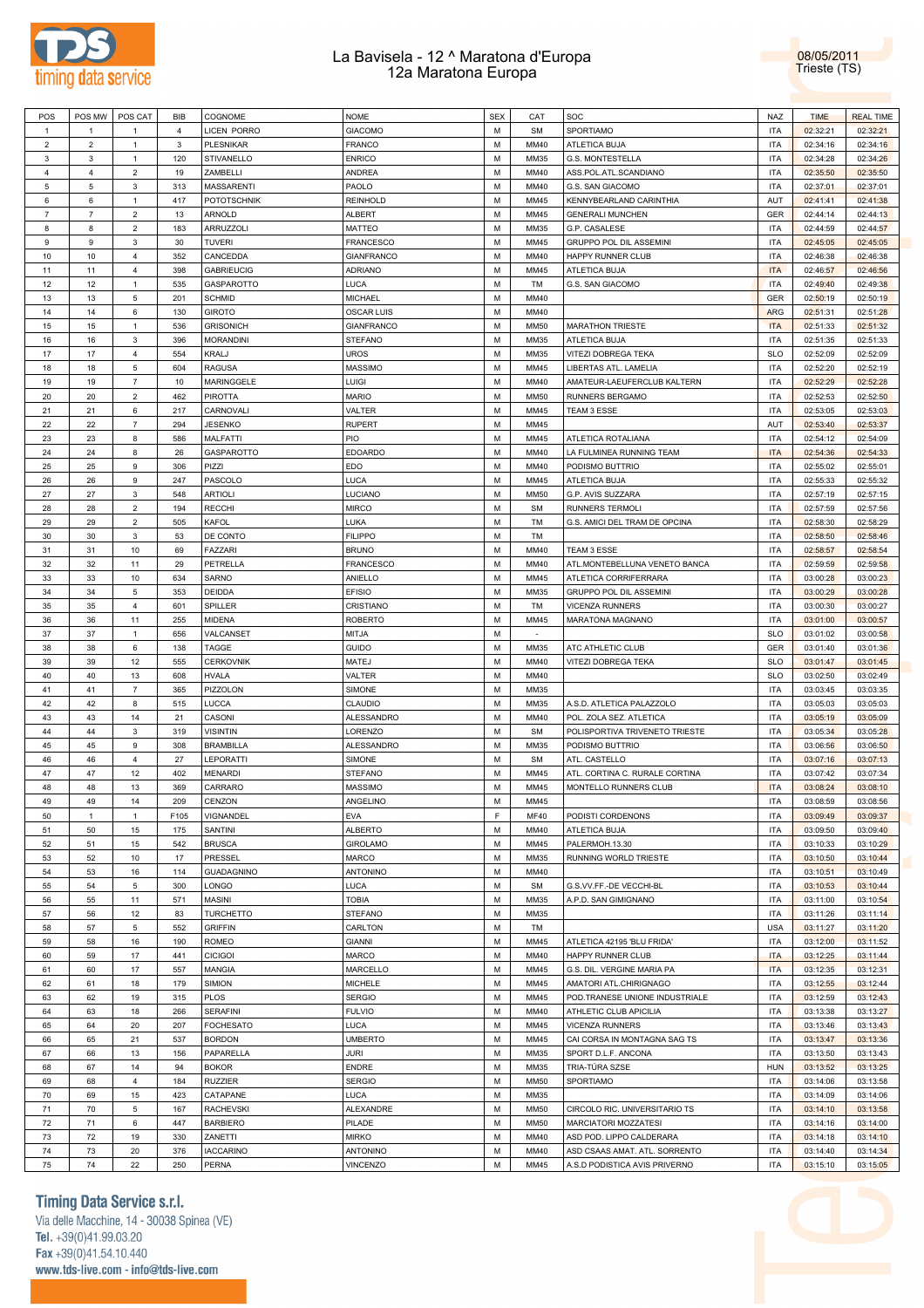# La Bavisela - 12 ^ Maratona d'Europa
## 12a Maratona Europa

08/05/2011
Trieste (TS)

| POS | POS MW | POS CAT | BIB | COGNOME | NOME | SEX | CAT | SOC | NAZ | TIME | REAL TIME |
|---|---|---|---|---|---|---|---|---|---|---|---|
| 1 | 1 | 1 | 4 | LICEN PORRO | GIACOMO | M | SM | SPORTIAMO | ITA | 02:32:21 | 02:32:21 |
| 2 | 2 | 1 | 3 | PLESNIKAR | FRANCO | M | MM40 | ATLETICA BUJA | ITA | 02:34:16 | 02:34:16 |
| 3 | 3 | 1 | 120 | STIVANELLO | ENRICO | M | MM35 | G.S. MONTESTELLA | ITA | 02:34:28 | 02:34:26 |
| 4 | 4 | 2 | 19 | ZAMBELLI | ANDREA | M | MM40 | ASS.POL.ATL.SCANDIANO | ITA | 02:35:50 | 02:35:50 |
| 5 | 5 | 3 | 313 | MASSARENTI | PAOLO | M | MM40 | G.S. SAN GIACOMO | ITA | 02:37:01 | 02:37:01 |
| 6 | 6 | 1 | 417 | POTOTSCHNIK | REINHOLD | M | MM45 | KENNYBEARLAND CARINTHIA | AUT | 02:41:41 | 02:41:38 |
| 7 | 7 | 2 | 13 | ARNOLD | ALBERT | M | MM45 | GENERALI MUNCHEN | GER | 02:44:14 | 02:44:13 |
| 8 | 8 | 2 | 183 | ARRUZZOLI | MATTEO | M | MM35 | G.P. CASALESE | ITA | 02:44:59 | 02:44:57 |
| 9 | 9 | 3 | 30 | TUVERI | FRANCESCO | M | MM45 | GRUPPO POL DIL ASSEMINI | ITA | 02:45:05 | 02:45:05 |
| 10 | 10 | 4 | 352 | CANCEDDA | GIANFRANCO | M | MM40 | HAPPY RUNNER CLUB | ITA | 02:46:38 | 02:46:38 |
| 11 | 11 | 4 | 398 | GABRIEUCIG | ADRIANO | M | MM45 | ATLETICA BUJA | ITA | 02:46:57 | 02:46:56 |
| 12 | 12 | 1 | 535 | GASPAROTTO | LUCA | M | TM | G.S. SAN GIACOMO | ITA | 02:49:40 | 02:49:38 |
| 13 | 13 | 5 | 201 | SCHMID | MICHAEL | M | MM40 | | GER | 02:50:19 | 02:50:19 |
| 14 | 14 | 6 | 130 | GIROTO | OSCAR LUIS | M | MM40 | | ARG | 02:51:31 | 02:51:28 |
| 15 | 15 | 1 | 536 | GRISONICH | GIANFRANCO | M | MM50 | MARATHON TRIESTE | ITA | 02:51:33 | 02:51:32 |
| 16 | 16 | 3 | 396 | MORANDINI | STEFANO | M | MM35 | ATLETICA BUJA | ITA | 02:51:35 | 02:51:33 |
| 17 | 17 | 4 | 554 | KRALJ | UROS | M | MM35 | VITEZI DOBREGA TEKA | SLO | 02:52:09 | 02:52:09 |
| 18 | 18 | 5 | 604 | RAGUSA | MASSIMO | M | MM45 | LIBERTAS ATL. LAMELIA | ITA | 02:52:20 | 02:52:19 |
| 19 | 19 | 7 | 10 | MARINGGELE | LUIGI | M | MM40 | AMATEUR-LAEUFERCLUB KALTERN | ITA | 02:52:29 | 02:52:28 |
| 20 | 20 | 2 | 462 | PIROTTA | MARIO | M | MM50 | RUNNERS BERGAMO | ITA | 02:52:53 | 02:52:50 |
| 21 | 21 | 6 | 217 | CARNOVALI | VALTER | M | MM45 | TEAM 3 ESSE | ITA | 02:53:05 | 02:53:03 |
| 22 | 22 | 7 | 294 | JESENKO | RUPERT | M | MM45 | | AUT | 02:53:40 | 02:53:37 |
| 23 | 23 | 8 | 586 | MALFATTI | PIO | M | MM45 | ATLETICA ROTALIANA | ITA | 02:54:12 | 02:54:09 |
| 24 | 24 | 8 | 26 | GASPAROTTO | EDOARDO | M | MM40 | LA FULMINEA RUNNING TEAM | ITA | 02:54:36 | 02:54:33 |
| 25 | 25 | 9 | 306 | PIZZI | EDO | M | MM40 | PODISMO BUTTRIO | ITA | 02:55:02 | 02:55:01 |
| 26 | 26 | 9 | 247 | PASCOLO | LUCA | M | MM45 | ATLETICA BUJA | ITA | 02:55:33 | 02:55:32 |
| 27 | 27 | 3 | 548 | ARTIOLI | LUCIANO | M | MM50 | G.P. AVIS SUZZARA | ITA | 02:57:19 | 02:57:15 |
| 28 | 28 | 2 | 194 | RECCHI | MIRCO | M | SM | RUNNERS TERMOLI | ITA | 02:57:59 | 02:57:56 |
| 29 | 29 | 2 | 505 | KAFOL | LUKA | M | TM | G.S. AMICI DEL TRAM DE OPCINA | ITA | 02:58:30 | 02:58:29 |
| 30 | 30 | 3 | 53 | DE CONTO | FILIPPO | M | TM | | ITA | 02:58:50 | 02:58:46 |
| 31 | 31 | 10 | 69 | FAZZARI | BRUNO | M | MM40 | TEAM 3 ESSE | ITA | 02:58:57 | 02:58:54 |
| 32 | 32 | 11 | 29 | PETRELLA | FRANCESCO | M | MM40 | ATL.MONTEBELLUNA VENETO BANCA | ITA | 02:59:59 | 02:59:58 |
| 33 | 33 | 10 | 634 | SARNO | ANIELLO | M | MM45 | ATLETICA CORRIFERRARA | ITA | 03:00:28 | 03:00:23 |
| 34 | 34 | 5 | 353 | DEIDDA | EFISIO | M | MM35 | GRUPPO POL DIL ASSEMINI | ITA | 03:00:29 | 03:00:28 |
| 35 | 35 | 4 | 601 | SPILLER | CRISTIANO | M | TM | VICENZA RUNNERS | ITA | 03:00:30 | 03:00:27 |
| 36 | 36 | 11 | 255 | MIDENA | ROBERTO | M | MM45 | MARATONA MAGNANO | ITA | 03:01:00 | 03:00:57 |
| 37 | 37 | 1 | 656 | VALCANSET | MITJA | M | - | | SLO | 03:01:02 | 03:00:58 |
| 38 | 38 | 6 | 138 | TAGGE | GUIDO | M | MM35 | ATC ATHLETIC CLUB | GER | 03:01:40 | 03:01:36 |
| 39 | 39 | 12 | 555 | CERKOVNIK | MATEJ | M | MM40 | VITEZI DOBREGA TEKA | SLO | 03:01:47 | 03:01:45 |
| 40 | 40 | 13 | 608 | HVALA | VALTER | M | MM40 | | SLO | 03:02:50 | 03:02:49 |
| 41 | 41 | 7 | 365 | PIZZOLON | SIMONE | M | MM35 | | ITA | 03:03:45 | 03:03:35 |
| 42 | 42 | 8 | 515 | LUCCA | CLAUDIO | M | MM35 | A.S.D. ATLETICA PALAZZOLO | ITA | 03:05:03 | 03:05:03 |
| 43 | 43 | 14 | 21 | CASONI | ALESSANDRO | M | MM40 | POL. ZOLA SEZ. ATLETICA | ITA | 03:05:19 | 03:05:09 |
| 44 | 44 | 3 | 319 | VISINTIN | LORENZO | M | SM | POLISPORTIVA TRIVENETO TRIESTE | ITA | 03:05:34 | 03:05:28 |
| 45 | 45 | 9 | 308 | BRAMBILLA | ALESSANDRO | M | MM35 | PODISMO BUTTRIO | ITA | 03:06:56 | 03:06:50 |
| 46 | 46 | 4 | 27 | LEPORATTI | SIMONE | M | SM | ATL. CASTELLO | ITA | 03:07:16 | 03:07:13 |
| 47 | 47 | 12 | 402 | MENARDI | STEFANO | M | MM45 | ATL. CORTINA C. RURALE CORTINA | ITA | 03:07:42 | 03:07:34 |
| 48 | 48 | 13 | 369 | CARRARO | MASSIMO | M | MM45 | MONTELLO RUNNERS CLUB | ITA | 03:08:24 | 03:08:10 |
| 49 | 49 | 14 | 209 | CENZON | ANGELINO | M | MM45 | | ITA | 03:08:59 | 03:08:56 |
| 50 | 1 | 1 | F105 | VIGNANDEL | EVA | F | MF40 | PODISTI CORDENONS | ITA | 03:09:49 | 03:09:37 |
| 51 | 50 | 15 | 175 | SANTINI | ALBERTO | M | MM40 | ATLETICA BUJA | ITA | 03:09:50 | 03:09:40 |
| 52 | 51 | 15 | 542 | BRUSCA | GIROLAMO | M | MM45 | PALERMOH.13.30 | ITA | 03:10:33 | 03:10:29 |
| 53 | 52 | 10 | 17 | PRESSEL | MARCO | M | MM35 | RUNNING WORLD TRIESTE | ITA | 03:10:50 | 03:10:44 |
| 54 | 53 | 16 | 114 | GUADAGNINO | ANTONINO | M | MM40 | | ITA | 03:10:51 | 03:10:49 |
| 55 | 54 | 5 | 300 | LONGO | LUCA | M | SM | G.S.VV.FF.-DE VECCHI-BL | ITA | 03:10:53 | 03:10:44 |
| 56 | 55 | 11 | 571 | MASINI | TOBIA | M | MM35 | A.P.D. SAN GIMIGNANO | ITA | 03:11:00 | 03:10:54 |
| 57 | 56 | 12 | 83 | TURCHETTO | STEFANO | M | MM35 | | ITA | 03:11:26 | 03:11:14 |
| 58 | 57 | 5 | 552 | GRIFFIN | CARLTON | M | TM | | USA | 03:11:27 | 03:11:20 |
| 59 | 58 | 16 | 190 | ROMEO | GIANNI | M | MM45 | ATLETICA 42195 'BLU FRIDA' | ITA | 03:12:00 | 03:11:52 |
| 60 | 59 | 17 | 441 | CICIGOI | MARCO | M | MM40 | HAPPY RUNNER CLUB | ITA | 03:12:25 | 03:11:44 |
| 61 | 60 | 17 | 557 | MANGIA | MARCELLO | M | MM45 | G.S. DIL. VERGINE MARIA PA | ITA | 03:12:35 | 03:12:31 |
| 62 | 61 | 18 | 179 | SIMION | MICHELE | M | MM45 | AMATORI ATL.CHIRIGNAGO | ITA | 03:12:55 | 03:12:44 |
| 63 | 62 | 19 | 315 | PLOS | SERGIO | M | MM45 | POD.TRANESE UNIONE INDUSTRIALE | ITA | 03:12:59 | 03:12:43 |
| 64 | 63 | 18 | 266 | SERAFINI | FULVIO | M | MM40 | ATHLETIC CLUB APICILIA | ITA | 03:13:38 | 03:13:27 |
| 65 | 64 | 20 | 207 | FOCHESATO | LUCA | M | MM45 | VICENZA RUNNERS | ITA | 03:13:46 | 03:13:43 |
| 66 | 65 | 21 | 537 | BORDON | UMBERTO | M | MM45 | CAI CORSA IN MONTAGNA SAG TS | ITA | 03:13:47 | 03:13:36 |
| 67 | 66 | 13 | 156 | PAPARELLA | JURI | M | MM35 | SPORT D.L.F. ANCONA | ITA | 03:13:50 | 03:13:43 |
| 68 | 67 | 14 | 94 | BOKOR | ENDRE | M | MM35 | TRIA-TÚRA SZSE | HUN | 03:13:52 | 03:13:25 |
| 69 | 68 | 4 | 184 | RUZZIER | SERGIO | M | MM50 | SPORTIAMO | ITA | 03:14:06 | 03:13:58 |
| 70 | 69 | 15 | 423 | CATAPANE | LUCA | M | MM35 | | ITA | 03:14:09 | 03:14:06 |
| 71 | 70 | 5 | 167 | RACHEVSKI | ALEXANDRE | M | MM50 | CIRCOLO RIC. UNIVERSITARIO TS | ITA | 03:14:10 | 03:13:58 |
| 72 | 71 | 6 | 447 | BARBIERO | PILADE | M | MM50 | MARCIATORI MOZZATESI | ITA | 03:14:16 | 03:14:00 |
| 73 | 72 | 19 | 330 | ZANETTI | MIRKO | M | MM40 | ASD POD. LIPPO CALDERARA | ITA | 03:14:18 | 03:14:10 |
| 74 | 73 | 20 | 376 | IACCARINO | ANTONINO | M | MM40 | ASD CSAAS AMAT. ATL. SORRENTO | ITA | 03:14:40 | 03:14:34 |
| 75 | 74 | 22 | 250 | PERNA | VINCENZO | M | MM45 | A.S.D PODISTICA AVIS PRIVERNO | ITA | 03:15:10 | 03:15:05 |

**Timing Data Service s.r.l.**
Via delle Macchine, 14 - 30038 Spinea (VE)
Tel. +39(0)41.99.03.20
Fax +39(0)41.54.10.440
www.tds-live.com - info@tds-live.com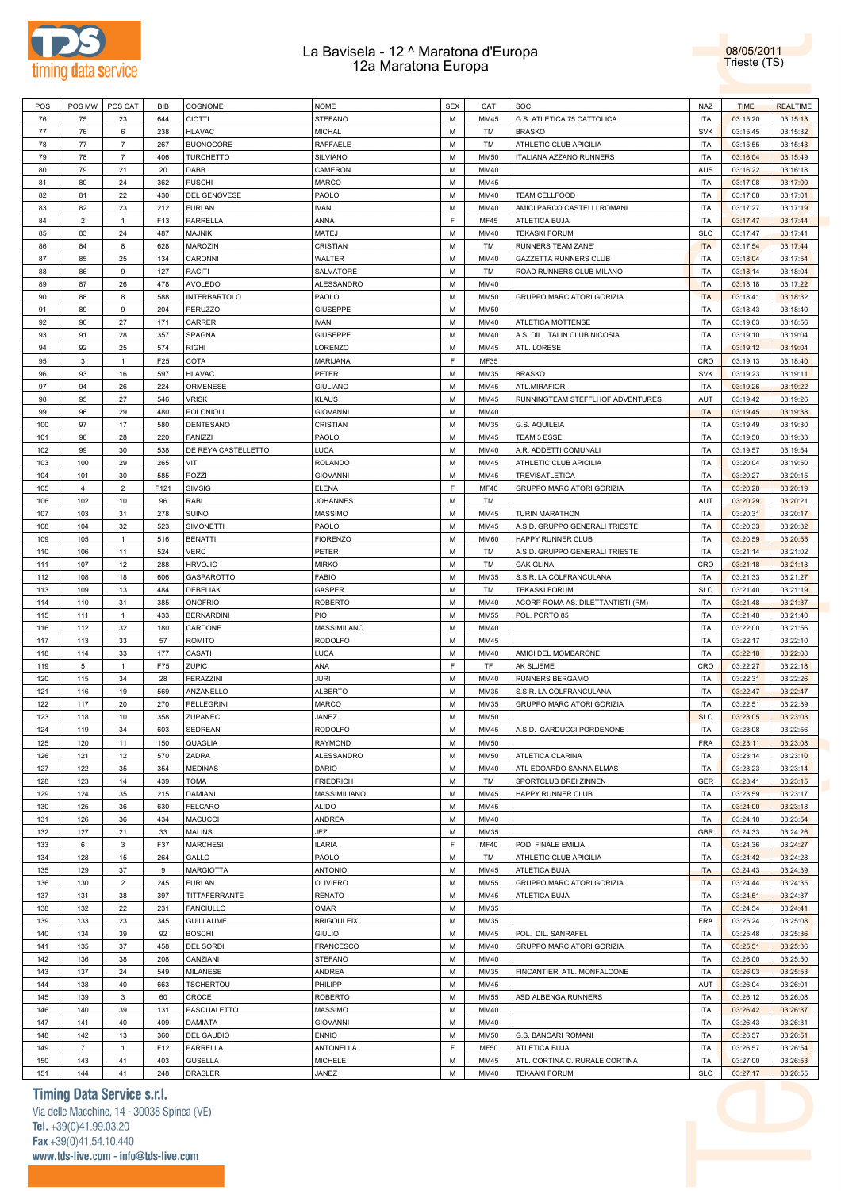| POS | POS MW | POS CAT | BIB | COGNOME | NOME | SEX | CAT | SOC | NAZ | TIME | REALTIME |
|---|---|---|---|---|---|---|---|---|---|---|---|
| 76 | 75 | 23 | 644 | CIOTTI | STEFANO | M | MM45 | G.S. ATLETICA 75 CATTOLICA | ITA | 03:15:20 | 03:15:13 |
| 77 | 76 | 6 | 238 | HLAVAC | MICHAL | M | TM | BRASKO | SVK | 03:15:45 | 03:15:32 |
| 78 | 77 | 7 | 267 | BUONOCORE | RAFFAELE | M | TM | ATHLETIC CLUB APICILIA | ITA | 03:15:55 | 03:15:43 |
| 79 | 78 | 7 | 406 | TURCHETTO | SILVIANO | M | MM50 | ITALIANA AZZANO RUNNERS | ITA | 03:16:04 | 03:15:49 |
| 80 | 79 | 21 | 20 | DABB | CAMERON | M | MM40 | | AUS | 03:16:22 | 03:16:18 |
| 81 | 80 | 24 | 362 | PUSCHI | MARCO | M | MM45 | | ITA | 03:17:08 | 03:17:00 |
| 82 | 81 | 22 | 430 | DEL GENOVESE | PAOLO | M | MM40 | TEAM CELLFOOD | ITA | 03:17:08 | 03:17:01 |
| 83 | 82 | 23 | 212 | FURLAN | IVAN | M | MM40 | AMICI PARCO CASTELLI ROMANI | ITA | 03:17:27 | 03:17:19 |
| 84 | 2 | 1 | F13 | PARRELLA | ANNA | F | MF45 | ATLETICA BUJA | ITA | 03:17:47 | 03:17:44 |
| 85 | 83 | 24 | 487 | MAJNIK | MATEJ | M | MM40 | TEKASKI FORUM | SLO | 03:17:47 | 03:17:41 |
| 86 | 84 | 8 | 628 | MAROZIN | CRISTIAN | M | TM | RUNNERS TEAM ZANE' | ITA | 03:17:54 | 03:17:44 |
| 87 | 85 | 25 | 134 | CARONNI | WALTER | M | MM40 | GAZZETTA RUNNERS CLUB | ITA | 03:18:04 | 03:17:54 |
| 88 | 86 | 9 | 127 | RACITI | SALVATORE | M | TM | ROAD RUNNERS CLUB MILANO | ITA | 03:18:14 | 03:18:04 |
| 89 | 87 | 26 | 478 | AVOLEDO | ALESSANDRO | M | MM40 | | ITA | 03:18:18 | 03:17:22 |
| 90 | 88 | 8 | 588 | INTERBARTOLO | PAOLO | M | MM50 | GRUPPO MARCIATORI GORIZIA | ITA | 03:18:41 | 03:18:32 |
| 91 | 89 | 9 | 204 | PERUZZO | GIUSEPPE | M | MM50 | | ITA | 03:18:43 | 03:18:40 |
| 92 | 90 | 27 | 171 | CARRER | IVAN | M | MM40 | ATLETICA MOTTENSE | ITA | 03:19:03 | 03:18:56 |
| 93 | 91 | 28 | 357 | SPAGNA | GIUSEPPE | M | MM40 | A.S. DIL. TALIN CLUB NICOSIA | ITA | 03:19:10 | 03:19:04 |
| 94 | 92 | 25 | 574 | RIGHI | LORENZO | M | MM45 | ATL. LORESE | ITA | 03:19:12 | 03:19:04 |
| 95 | 3 | 1 | F25 | COTA | MARIJANA | F | MF35 | | CRO | 03:19:13 | 03:18:40 |
| 96 | 93 | 16 | 597 | HLAVAC | PETER | M | MM35 | BRASKO | SVK | 03:19:23 | 03:19:11 |
| 97 | 94 | 26 | 224 | ORMENESE | GIULIANO | M | MM45 | ATL.MIRAFIORI | ITA | 03:19:26 | 03:19:22 |
| 98 | 95 | 27 | 546 | VRISK | KLAUS | M | MM45 | RUNNINGTEAM STEFFLHOF ADVENTURES | AUT | 03:19:42 | 03:19:26 |
| 99 | 96 | 29 | 480 | POLONIOLI | GIOVANNI | M | MM40 | | ITA | 03:19:45 | 03:19:38 |
| 100 | 97 | 17 | 580 | DENTESANO | CRISTIAN | M | MM35 | G.S. AQUILEIA | ITA | 03:19:49 | 03:19:30 |
| 101 | 98 | 28 | 220 | FANIZZI | PAOLO | M | MM45 | TEAM 3 ESSE | ITA | 03:19:50 | 03:19:33 |
| 102 | 99 | 30 | 538 | DE REYA CASTELLETTO | LUCA | M | MM40 | A.R. ADDETTI COMUNALI | ITA | 03:19:57 | 03:19:54 |
| 103 | 100 | 29 | 265 | VIT | ROLANDO | M | MM45 | ATHLETIC CLUB APICILIA | ITA | 03:20:04 | 03:19:50 |
| 104 | 101 | 30 | 585 | POZZI | GIOVANNI | M | MM45 | TREVISATLETICA | ITA | 03:20:27 | 03:20:15 |
| 105 | 4 | 2 | F121 | SIMSIG | ELENA | F | MF40 | GRUPPO MARCIATORI GORIZIA | ITA | 03:20:28 | 03:20:19 |
| 106 | 102 | 10 | 96 | RABL | JOHANNES | M | TM | | AUT | 03:20:29 | 03:20:21 |
| 107 | 103 | 31 | 278 | SUINO | MASSIMO | M | MM45 | TURIN MARATHON | ITA | 03:20:31 | 03:20:17 |
| 108 | 104 | 32 | 523 | SIMONETTI | PAOLO | M | MM45 | A.S.D. GRUPPO GENERALI TRIESTE | ITA | 03:20:33 | 03:20:32 |
| 109 | 105 | 1 | 516 | BENATTI | FIORENZO | M | MM60 | HAPPY RUNNER CLUB | ITA | 03:20:59 | 03:20:55 |
| 110 | 106 | 11 | 524 | VERC | PETER | M | TM | A.S.D. GRUPPO GENERALI TRIESTE | ITA | 03:21:14 | 03:21:02 |
| 111 | 107 | 12 | 288 | HRVOJIC | MIRKO | M | TM | GAK GLINA | CRO | 03:21:18 | 03:21:13 |
| 112 | 108 | 18 | 606 | GASPAROTTO | FABIO | M | MM35 | S.S.R. LA COLFRANCULANA | ITA | 03:21:33 | 03:21:27 |
| 113 | 109 | 13 | 484 | DEBELIAK | GASPER | M | TM | TEKASKI FORUM | SLO | 03:21:40 | 03:21:19 |
| 114 | 110 | 31 | 385 | ONOFRIO | ROBERTO | M | MM40 | ACORP ROMA AS. DILETTANTISTI (RM) | ITA | 03:21:48 | 03:21:37 |
| 115 | 111 | 1 | 433 | BERNARDINI | PIO | M | MM55 | POL. PORTO 85 | ITA | 03:21:48 | 03:21:40 |
| 116 | 112 | 32 | 180 | CARDONE | MASSIMILANO | M | MM40 | | ITA | 03:22:00 | 03:21:56 |
| 117 | 113 | 33 | 57 | ROMITO | RODOLFO | M | MM45 | | ITA | 03:22:17 | 03:22:10 |
| 118 | 114 | 33 | 177 | CASATI | LUCA | M | MM40 | AMICI DEL MOMBARONE | ITA | 03:22:18 | 03:22:08 |
| 119 | 5 | 1 | F75 | ZUPIC | ANA | F | TF | AK SLJEME | CRO | 03:22:27 | 03:22:18 |
| 120 | 115 | 34 | 28 | FERAZZINI | JURI | M | MM40 | RUNNERS BERGAMO | ITA | 03:22:31 | 03:22:26 |
| 121 | 116 | 19 | 569 | ANZANELLO | ALBERTO | M | MM35 | S.S.R. LA COLFRANCULANA | ITA | 03:22:47 | 03:22:47 |
| 122 | 117 | 20 | 270 | PELLEGRINI | MARCO | M | MM35 | GRUPPO MARCIATORI GORIZIA | ITA | 03:22:51 | 03:22:39 |
| 123 | 118 | 10 | 358 | ZUPANEC | JANEZ | M | MM50 | | SLO | 03:23:05 | 03:23:03 |
| 124 | 119 | 34 | 603 | SEDREAN | RODOLFO | M | MM45 | A.S.D. CARDUCCI PORDENONE | ITA | 03:23:08 | 03:22:56 |
| 125 | 120 | 11 | 150 | QUAGLIA | RAYMOND | M | MM50 | | FRA | 03:23:11 | 03:23:08 |
| 126 | 121 | 12 | 570 | ZADRA | ALESSANDRO | M | MM50 | ATLETICA CLARINA | ITA | 03:23:14 | 03:23:10 |
| 127 | 122 | 35 | 354 | MEDINAS | DARIO | M | MM40 | ATL EDOARDO SANNA ELMAS | ITA | 03:23:23 | 03:23:14 |
| 128 | 123 | 14 | 439 | TOMA | FRIEDRICH | M | TM | SPORTCLUB DREI ZINNEN | GER | 03:23:41 | 03:23:15 |
| 129 | 124 | 35 | 215 | DAMIANI | MASSIMILIANO | M | MM45 | HAPPY RUNNER CLUB | ITA | 03:23:59 | 03:23:17 |
| 130 | 125 | 36 | 630 | FELCARO | ALIDO | M | MM45 | | ITA | 03:24:00 | 03:23:18 |
| 131 | 126 | 36 | 434 | MACUCCI | ANDREA | M | MM40 | | ITA | 03:24:10 | 03:23:54 |
| 132 | 127 | 21 | 33 | MALINS | JEZ | M | MM35 | | GBR | 03:24:33 | 03:24:26 |
| 133 | 6 | 3 | F37 | MARCHESI | ILARIA | F | MF40 | POD. FINALE EMILIA | ITA | 03:24:36 | 03:24:27 |
| 134 | 128 | 15 | 264 | GALLO | PAOLO | M | TM | ATHLETIC CLUB APICILIA | ITA | 03:24:42 | 03:24:28 |
| 135 | 129 | 37 | 9 | MARGIOTTA | ANTONIO | M | MM45 | ATLETICA BUJA | ITA | 03:24:43 | 03:24:39 |
| 136 | 130 | 2 | 245 | FURLAN | OLIVIERO | M | MM55 | GRUPPO MARCIATORI GORIZIA | ITA | 03:24:44 | 03:24:35 |
| 137 | 131 | 38 | 397 | TITTAFERRANTE | RENATO | M | MM45 | ATLETICA BUJA | ITA | 03:24:51 | 03:24:37 |
| 138 | 132 | 22 | 231 | FANCIULLO | OMAR | M | MM35 | | ITA | 03:24:54 | 03:24:41 |
| 139 | 133 | 23 | 345 | GUILLAUME | BRIGOULEIX | M | MM35 | | FRA | 03:25:24 | 03:25:08 |
| 140 | 134 | 39 | 92 | BOSCHI | GIULIO | M | MM45 | POL. DIL. SANRAFEL | ITA | 03:25:48 | 03:25:36 |
| 141 | 135 | 37 | 458 | DEL SORDI | FRANCESCO | M | MM40 | GRUPPO MARCIATORI GORIZIA | ITA | 03:25:51 | 03:25:36 |
| 142 | 136 | 38 | 208 | CANZIANI | STEFANO | M | MM40 | | ITA | 03:26:00 | 03:25:50 |
| 143 | 137 | 24 | 549 | MILANESE | ANDREA | M | MM35 | FINCANTIERI ATL. MONFALCONE | ITA | 03:26:03 | 03:25:53 |
| 144 | 138 | 40 | 663 | TSCHERTOU | PHILIPP | M | MM45 | | AUT | 03:26:04 | 03:26:01 |
| 145 | 139 | 3 | 60 | CROCE | ROBERTO | M | MM55 | ASD ALBENGA RUNNERS | ITA | 03:26:12 | 03:26:08 |
| 146 | 140 | 39 | 131 | PASQUALETTO | MASSIMO | M | MM40 | | ITA | 03:26:42 | 03:26:37 |
| 147 | 141 | 40 | 409 | DAMIATA | GIOVANNI | M | MM40 | | ITA | 03:26:43 | 03:26:31 |
| 148 | 142 | 13 | 360 | DEL GAUDIO | ENNIO | M | MM50 | G.S. BANCARI ROMANI | ITA | 03:26:57 | 03:26:51 |
| 149 | 7 | 1 | F12 | PARRELLA | ANTONELLA | F | MF50 | ATLETICA BUJA | ITA | 03:26:57 | 03:26:54 |
| 150 | 143 | 41 | 403 | GUSELLA | MICHELE | M | MM45 | ATL. CORTINA C. RURALE CORTINA | ITA | 03:27:00 | 03:26:53 |
| 151 | 144 | 41 | 248 | DRASLER | JANEZ | M | MM40 | TEKAAKI FORUM | SLO | 03:27:17 | 03:26:55 |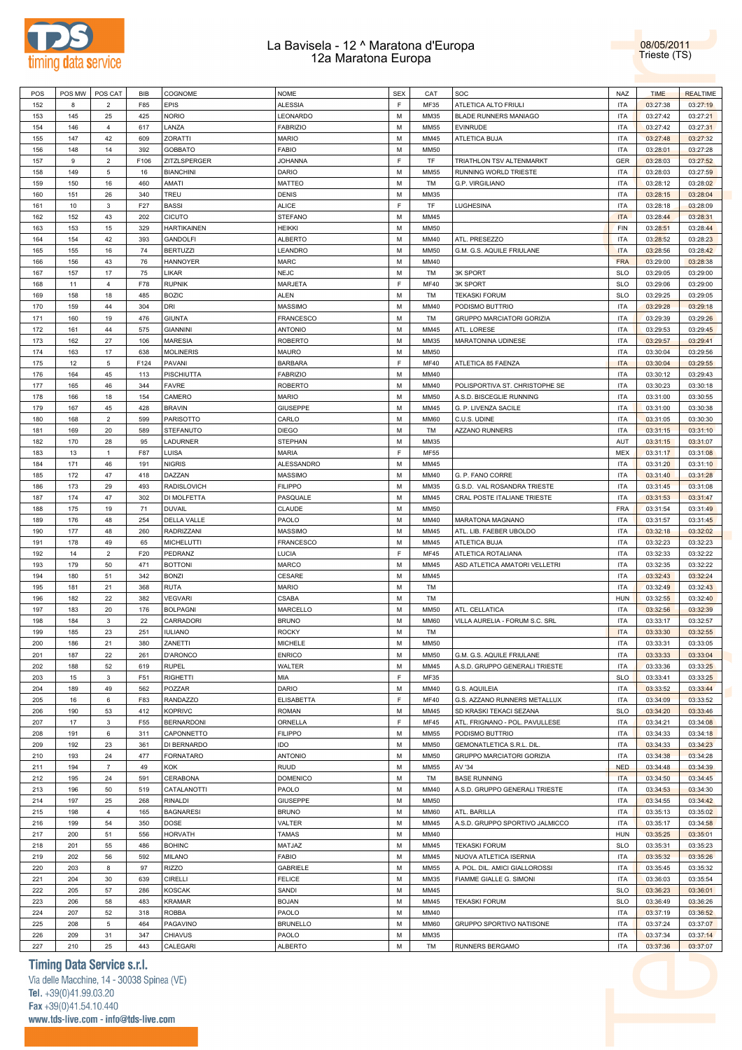# La Bavisela - 12 ^ Maratona d'Europa
## 12a Maratona Europa

08/05/2011
Trieste (TS)

| POS | POS MW | POS CAT | BIB | COGNOME | NOME | SEX | CAT | SOC | NAZ | TIME | REALTIME |
|---|---|---|---|---|---|---|---|---|---|---|---|
| 152 | 8 | 2 | F85 | EPIS | ALESSIA | F | MF35 | ATLETICA ALTO FRIULI | ITA | 03:27:38 | 03:27:19 |
| 153 | 145 | 25 | 425 | NORIO | LEONARDO | M | MM35 | BLADE RUNNERS MANIAGO | ITA | 03:27:42 | 03:27:21 |
| 154 | 146 | 4 | 617 | LANZA | FABRIZIO | M | MM55 | EVINRUDE | ITA | 03:27:42 | 03:27:31 |
| 155 | 147 | 42 | 609 | ZORATTI | MARIO | M | MM45 | ATLETICA BUJA | ITA | 03:27:48 | 03:27:32 |
| 156 | 148 | 14 | 392 | GOBBATO | FABIO | M | MM50 | | ITA | 03:28:01 | 03:27:28 |
| 157 | 9 | 2 | F106 | ZITZLSPERGER | JOHANNA | F | TF | TRIATHLON TSV ALTENMARKT | GER | 03:28:03 | 03:27:52 |
| 158 | 149 | 5 | 16 | BIANCHINI | DARIO | M | MM55 | RUNNING WORLD TRIESTE | ITA | 03:28:03 | 03:27:59 |
| 159 | 150 | 16 | 460 | AMATI | MATTEO | M | TM | G.P. VIRGILIANO | ITA | 03:28:12 | 03:28:02 |
| 160 | 151 | 26 | 340 | TREU | DENIS | M | MM35 | | ITA | 03:28:15 | 03:28:04 |
| 161 | 10 | 3 | F27 | BASSI | ALICE | F | TF | LUGHESINA | ITA | 03:28:18 | 03:28:09 |
| 162 | 152 | 43 | 202 | CICUTO | STEFANO | M | MM45 | | ITA | 03:28:44 | 03:28:31 |
| 163 | 153 | 15 | 329 | HARTIKAINEN | HEIKKI | M | MM50 | | FIN | 03:28:51 | 03:28:44 |
| 164 | 154 | 42 | 393 | GANDOLFI | ALBERTO | M | MM40 | ATL. PRESEZZO | ITA | 03:28:52 | 03:28:23 |
| 165 | 155 | 16 | 74 | BERTUZZI | LEANDRO | M | MM50 | G.M. G.S. AQUILE FRIULANE | ITA | 03:28:56 | 03:28:42 |
| 166 | 156 | 43 | 76 | HANNOYER | MARC | M | MM40 | | FRA | 03:29:00 | 03:28:38 |
| 167 | 157 | 17 | 75 | LIKAR | NEJC | M | TM | 3K SPORT | SLO | 03:29:05 | 03:29:00 |
| 168 | 11 | 4 | F78 | RUPNIK | MARJETA | F | MF40 | 3K SPORT | SLO | 03:29:06 | 03:29:00 |
| 169 | 158 | 18 | 485 | BOZIC | ALEN | M | TM | TEKASKI FORUM | SLO | 03:29:25 | 03:29:05 |
| 170 | 159 | 44 | 304 | DRI | MASSIMO | M | MM40 | PODISMO BUTTRIO | ITA | 03:29:28 | 03:29:18 |
| 171 | 160 | 19 | 476 | GIUNTA | FRANCESCO | M | TM | GRUPPO MARCIATORI GORIZIA | ITA | 03:29:39 | 03:29:26 |
| 172 | 161 | 44 | 575 | GIANNINI | ANTONIO | M | MM45 | ATL. LORESE | ITA | 03:29:53 | 03:29:45 |
| 173 | 162 | 27 | 106 | MARESIA | ROBERTO | M | MM35 | MARATONINA UDINESE | ITA | 03:29:57 | 03:29:41 |
| 174 | 163 | 17 | 638 | MOLINERIS | MAURO | M | MM50 | | ITA | 03:30:04 | 03:29:56 |
| 175 | 12 | 5 | F124 | PAVANI | BARBARA | F | MF40 | ATLETICA 85 FAENZA | ITA | 03:30:04 | 03:29:55 |
| 176 | 164 | 45 | 113 | PISCHIUTTA | FABRIZIO | M | MM40 | | ITA | 03:30:12 | 03:29:43 |
| 177 | 165 | 46 | 344 | FAVRE | ROBERTO | M | MM40 | POLISPORTIVA ST. CHRISTOPHE SE | ITA | 03:30:23 | 03:30:18 |
| 178 | 166 | 18 | 154 | CAMERO | MARIO | M | MM50 | A.S.D. BISCEGLIE RUNNING | ITA | 03:31:00 | 03:30:55 |
| 179 | 167 | 45 | 428 | BRAVIN | GIUSEPPE | M | MM45 | G. P. LIVENZA SACILE | ITA | 03:31:00 | 03:30:38 |
| 180 | 168 | 2 | 599 | PARISOTTO | CARLO | M | MM60 | C.U.S. UDINE | ITA | 03:31:05 | 03:30:30 |
| 181 | 169 | 20 | 589 | STEFANUTO | DIEGO | M | TM | AZZANO RUNNERS | ITA | 03:31:15 | 03:31:10 |
| 182 | 170 | 28 | 95 | LADURNER | STEPHAN | M | MM35 | | AUT | 03:31:15 | 03:31:07 |
| 183 | 13 | 1 | F87 | LUISA | MARIA | F | MF55 | | MEX | 03:31:17 | 03:31:08 |
| 184 | 171 | 46 | 191 | NIGRIS | ALESSANDRO | M | MM45 | | ITA | 03:31:20 | 03:31:10 |
| 185 | 172 | 47 | 418 | DAZZAN | MASSIMO | M | MM40 | G. P. FANO CORRE | ITA | 03:31:40 | 03:31:28 |
| 186 | 173 | 29 | 493 | RADISLOVICH | FILIPPO | M | MM35 | G.S.D. VAL ROSANDRA TRIESTE | ITA | 03:31:45 | 03:31:08 |
| 187 | 174 | 47 | 302 | DI MOLFETTA | PASQUALE | M | MM45 | CRAL POSTE ITALIANE TRIESTE | ITA | 03:31:53 | 03:31:47 |
| 188 | 175 | 19 | 71 | DUVAIL | CLAUDE | M | MM50 | | FRA | 03:31:54 | 03:31:49 |
| 189 | 176 | 48 | 254 | DELLA VALLE | PAOLO | M | MM40 | MARATONA MAGNANO | ITA | 03:31:57 | 03:31:45 |
| 190 | 177 | 48 | 260 | RADRIZZANI | MASSIMO | M | MM45 | ATL. LIB. FAEBER UBOLDO | ITA | 03:32:18 | 03:32:02 |
| 191 | 178 | 49 | 65 | MICHELUTTI | FRANCESCO | M | MM45 | ATLETICA BUJA | ITA | 03:32:23 | 03:32:23 |
| 192 | 14 | 2 | F20 | PEDRANZ | LUCIA | F | MF45 | ATLETICA ROTALIANA | ITA | 03:32:33 | 03:32:22 |
| 193 | 179 | 50 | 471 | BOTTONI | MARCO | M | MM45 | ASD ATLETICA AMATORI VELLETRI | ITA | 03:32:35 | 03:32:22 |
| 194 | 180 | 51 | 342 | BONZI | CESARE | M | MM45 | | ITA | 03:32:43 | 03:32:24 |
| 195 | 181 | 21 | 368 | RUTA | MARIO | M | TM | | ITA | 03:32:49 | 03:32:43 |
| 196 | 182 | 22 | 382 | VEGVARI | CSABA | M | TM | | HUN | 03:32:55 | 03:32:40 |
| 197 | 183 | 20 | 176 | BOLPAGNI | MARCELLO | M | MM50 | ATL. CELLATICA | ITA | 03:32:56 | 03:32:39 |
| 198 | 184 | 3 | 22 | CARRADORI | BRUNO | M | MM60 | VILLA AURELIA - FORUM S.C. SRL | ITA | 03:33:17 | 03:32:57 |
| 199 | 185 | 23 | 251 | IULIANO | ROCKY | M | TM | | ITA | 03:33:30 | 03:32:55 |
| 200 | 186 | 21 | 380 | ZANETTI | MICHELE | M | MM50 | | ITA | 03:33:31 | 03:33:05 |
| 201 | 187 | 22 | 261 | D'ARONCO | ENRICO | M | MM50 | G.M. G.S. AQUILE FRIULANE | ITA | 03:33:33 | 03:33:04 |
| 202 | 188 | 52 | 619 | RUPEL | WALTER | M | MM45 | A.S.D. GRUPPO GENERALI TRIESTE | ITA | 03:33:36 | 03:33:25 |
| 203 | 15 | 3 | F51 | RIGHETTI | MIA | F | MF35 | | SLO | 03:33:41 | 03:33:25 |
| 204 | 189 | 49 | 562 | POZZAR | DARIO | M | MM40 | G.S. AQUILEIA | ITA | 03:33:52 | 03:33:44 |
| 205 | 16 | 6 | F83 | RANDAZZO | ELISABETTA | F | MF40 | G.S. AZZANO RUNNERS METALLUX | ITA | 03:34:09 | 03:33:52 |
| 206 | 190 | 53 | 412 | KOPRIVC | ROMAN | M | MM45 | SD KRASKI TEKACI SEZANA | SLO | 03:34:20 | 03:33:46 |
| 207 | 17 | 3 | F55 | BERNARDONI | ORNELLA | F | MF45 | ATL. FRIGNANO - POL. PAVULLESE | ITA | 03:34:21 | 03:34:08 |
| 208 | 191 | 6 | 311 | CAPONNETTO | FILIPPO | M | MM55 | PODISMO BUTTRIO | ITA | 03:34:33 | 03:34:18 |
| 209 | 192 | 23 | 361 | DI BERNARDO | IDO | M | MM50 | GEMONATLETICA S.R.L. DIL. | ITA | 03:34:33 | 03:34:23 |
| 210 | 193 | 24 | 477 | FORNATARO | ANTONIO | M | MM50 | GRUPPO MARCIATORI GORIZIA | ITA | 03:34:38 | 03:34:28 |
| 211 | 194 | 7 | 49 | KOK | RUUD | M | MM55 | AV '34 | NED | 03:34:48 | 03:34:39 |
| 212 | 195 | 24 | 591 | CERABONA | DOMENICO | M | TM | BASE RUNNING | ITA | 03:34:50 | 03:34:45 |
| 213 | 196 | 50 | 519 | CATALANOTTI | PAOLO | M | MM40 | A.S.D. GRUPPO GENERALI TRIESTE | ITA | 03:34:53 | 03:34:30 |
| 214 | 197 | 25 | 268 | RINALDI | GIUSEPPE | M | MM50 | | ITA | 03:34:55 | 03:34:42 |
| 215 | 198 | 4 | 165 | BAGNARESI | BRUNO | M | MM60 | ATL. BARILLA | ITA | 03:35:13 | 03:35:02 |
| 216 | 199 | 54 | 350 | DOSE | VALTER | M | MM45 | A.S.D. GRUPPO SPORTIVO JALMICCO | ITA | 03:35:17 | 03:34:58 |
| 217 | 200 | 51 | 556 | HORVATH | TAMAS | M | MM40 | | HUN | 03:35:25 | 03:35:01 |
| 218 | 201 | 55 | 486 | BOHINC | MATJAZ | M | MM45 | TEKASKI FORUM | SLO | 03:35:31 | 03:35:23 |
| 219 | 202 | 56 | 592 | MILANO | FABIO | M | MM45 | NUOVA ATLETICA ISERNIA | ITA | 03:35:32 | 03:35:26 |
| 220 | 203 | 8 | 97 | RIZZO | GABRIELE | M | MM55 | A. POL. DIL. AMICI GIALLOROSSI | ITA | 03:35:45 | 03:35:32 |
| 221 | 204 | 30 | 639 | CIRELLI | FELICE | M | MM35 | FIAMME GIALLE G. SIMONI | ITA | 03:36:03 | 03:35:54 |
| 222 | 205 | 57 | 286 | KOSCAK | SANDI | M | MM45 | | SLO | 03:36:23 | 03:36:01 |
| 223 | 206 | 58 | 483 | KRAMAR | BOJAN | M | MM45 | TEKASKI FORUM | SLO | 03:36:49 | 03:36:26 |
| 224 | 207 | 52 | 318 | ROBBA | PAOLO | M | MM40 | | ITA | 03:37:19 | 03:36:52 |
| 225 | 208 | 5 | 464 | PAGAVINO | BRUNELLO | M | MM60 | GRUPPO SPORTIVO NATISONE | ITA | 03:37:24 | 03:37:07 |
| 226 | 209 | 31 | 347 | CHIAVUS | PAOLO | M | MM35 | | ITA | 03:37:34 | 03:37:14 |
| 227 | 210 | 25 | 443 | CALEGARI | ALBERTO | M | TM | RUNNERS BERGAMO | ITA | 03:37:36 | 03:37:07 |

**Timing Data Service s.r.l.**
Via delle Macchine, 14 - 30038 Spinea (VE)
Tel. +39(0)41.99.03.20
Fax +39(0)41.54.10.440
www.tds-live.com - info@tds-live.com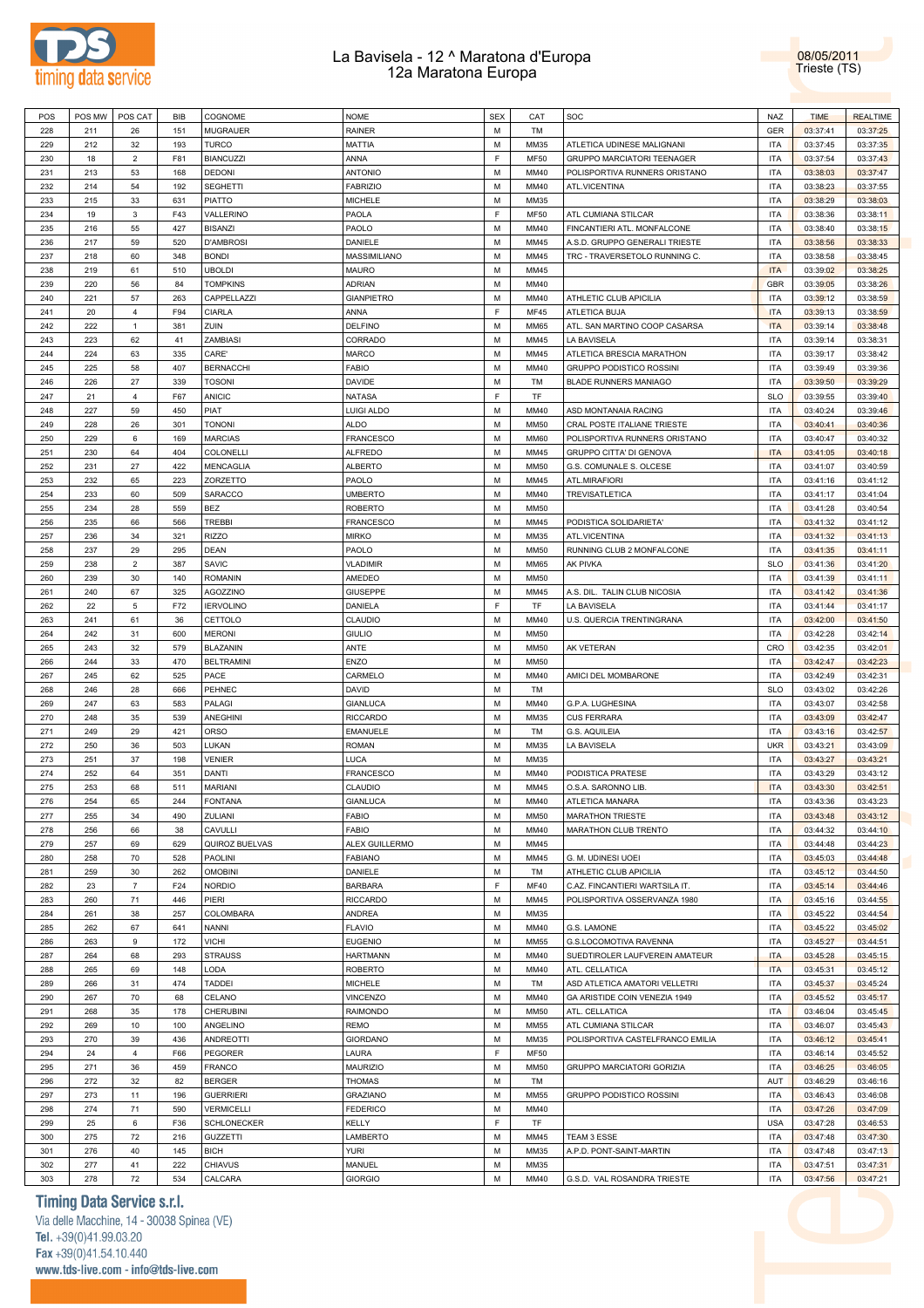# La Bavisela - 12 ^ Maratona d'Europa
## 12a Maratona Europa

08/05/2011
Trieste (TS)

| POS | POS MW | POS CAT | BIB | COGNOME | NOME | SEX | CAT | SOC | NAZ | TIME | REALTIME |
|---|---|---|---|---|---|---|---|---|---|---|---|
| 228 | 211 | 26 | 151 | MUGRAUER | RAINER | M | TM | | GER | 03:37:41 | 03:37:25 |
| 229 | 212 | 32 | 193 | TURCO | MATTIA | M | MM35 | ATLETICA UDINESE MALIGNANI | ITA | 03:37:45 | 03:37:35 |
| 230 | 18 | 2 | F81 | BIANCUZZI | ANNA | F | MF50 | GRUPPO MARCIATORI TEENAGER | ITA | 03:37:54 | 03:37:43 |
| 231 | 213 | 53 | 168 | DEDONI | ANTONIO | M | MM40 | POLISPORTIVA RUNNERS ORISTANO | ITA | 03:38:03 | 03:37:47 |
| 232 | 214 | 54 | 192 | SEGHETTI | FABRIZIO | M | MM40 | ATL.VICENTINA | ITA | 03:38:23 | 03:37:55 |
| 233 | 215 | 33 | 631 | PIATTO | MICHELE | M | MM35 | | ITA | 03:38:29 | 03:38:03 |
| 234 | 19 | 3 | F43 | VALLERINO | PAOLA | F | MF50 | ATL CUMIANA STILCAR | ITA | 03:38:36 | 03:38:11 |
| 235 | 216 | 55 | 427 | BISANZI | PAOLO | M | MM40 | FINCANTIERI ATL. MONFALCONE | ITA | 03:38:40 | 03:38:15 |
| 236 | 217 | 59 | 520 | D'AMBROSI | DANIELE | M | MM45 | A.S.D. GRUPPO GENERALI TRIESTE | ITA | 03:38:56 | 03:38:33 |
| 237 | 218 | 60 | 348 | BONDI | MASSIMILIANO | M | MM45 | TRC - TRAVERSETOLO RUNNING C. | ITA | 03:38:58 | 03:38:45 |
| 238 | 219 | 61 | 510 | UBOLDI | MAURO | M | MM45 | | ITA | 03:39:02 | 03:38:25 |
| 239 | 220 | 56 | 84 | TOMPKINS | ADRIAN | M | MM40 | | GBR | 03:39:05 | 03:38:26 |
| 240 | 221 | 57 | 263 | CAPPELLAZZI | GIANPIETRO | M | MM40 | ATHLETIC CLUB APICILIA | ITA | 03:39:12 | 03:38:59 |
| 241 | 20 | 4 | F94 | CIARLA | ANNA | F | MF45 | ATLETICA BUJA | ITA | 03:39:13 | 03:38:59 |
| 242 | 222 | 1 | 381 | ZUIN | DELFINO | M | MM65 | ATL. SAN MARTINO COOP CASARSA | ITA | 03:39:14 | 03:38:48 |
| 243 | 223 | 62 | 41 | ZAMBIASI | CORRADO | M | MM45 | LA BAVISELA | ITA | 03:39:14 | 03:38:31 |
| 244 | 224 | 63 | 335 | CARE' | MARCO | M | MM45 | ATLETICA BRESCIA MARATHON | ITA | 03:39:17 | 03:38:42 |
| 245 | 225 | 58 | 407 | BERNACCHI | FABIO | M | MM40 | GRUPPO PODISTICO ROSSINI | ITA | 03:39:49 | 03:39:36 |
| 246 | 226 | 27 | 339 | TOSONI | DAVIDE | M | TM | BLADE RUNNERS MANIAGO | ITA | 03:39:50 | 03:39:29 |
| 247 | 21 | 4 | F67 | ANICIC | NATASA | F | TF | | SLO | 03:39:55 | 03:39:40 |
| 248 | 227 | 59 | 450 | PIAT | LUIGI ALDO | M | MM40 | ASD MONTANAIA RACING | ITA | 03:40:24 | 03:39:46 |
| 249 | 228 | 26 | 301 | TONONI | ALDO | M | MM50 | CRAL POSTE ITALIANE TRIESTE | ITA | 03:40:41 | 03:40:36 |
| 250 | 229 | 6 | 169 | MARCIAS | FRANCESCO | M | MM60 | POLISPORTIVA RUNNERS ORISTANO | ITA | 03:40:47 | 03:40:32 |
| 251 | 230 | 64 | 404 | COLONELLI | ALFREDO | M | MM45 | GRUPPO CITTA' DI GENOVA | ITA | 03:41:05 | 03:40:18 |
| 252 | 231 | 27 | 422 | MENCAGLIA | ALBERTO | M | MM50 | G.S. COMUNALE S. OLCESE | ITA | 03:41:07 | 03:40:59 |
| 253 | 232 | 65 | 223 | ZORZETTO | PAOLO | M | MM45 | ATL.MIRAFIORI | ITA | 03:41:16 | 03:41:12 |
| 254 | 233 | 60 | 509 | SARACCO | UMBERTO | M | MM40 | TREVISATLETICA | ITA | 03:41:17 | 03:41:04 |
| 255 | 234 | 28 | 559 | BEZ | ROBERTO | M | MM50 | | ITA | 03:41:28 | 03:40:54 |
| 256 | 235 | 66 | 566 | TREBBI | FRANCESCO | M | MM45 | PODISTICA SOLIDARIETA' | ITA | 03:41:32 | 03:41:12 |
| 257 | 236 | 34 | 321 | RIZZO | MIRKO | M | MM35 | ATL.VICENTINA | ITA | 03:41:32 | 03:41:13 |
| 258 | 237 | 29 | 295 | DEAN | PAOLO | M | MM50 | RUNNING CLUB 2 MONFALCONE | ITA | 03:41:35 | 03:41:11 |
| 259 | 238 | 2 | 387 | SAVIC | VLADIMIR | M | MM65 | AK PIVKA | SLO | 03:41:36 | 03:41:20 |
| 260 | 239 | 30 | 140 | ROMANIN | AMEDEO | M | MM50 | | ITA | 03:41:39 | 03:41:11 |
| 261 | 240 | 67 | 325 | AGOZZINO | GIUSEPPE | M | MM45 | A.S. DIL. TALIN CLUB NICOSIA | ITA | 03:41:42 | 03:41:36 |
| 262 | 22 | 5 | F72 | IERVOLINO | DANIELA | F | TF | LA BAVISELA | ITA | 03:41:44 | 03:41:17 |
| 263 | 241 | 61 | 36 | CETTOLO | CLAUDIO | M | MM40 | U.S. QUERCIA TRENTINGRANA | ITA | 03:42:00 | 03:41:50 |
| 264 | 242 | 31 | 600 | MERONI | GIULIO | M | MM50 | | ITA | 03:42:28 | 03:42:14 |
| 265 | 243 | 32 | 579 | BLAZANIN | ANTE | M | MM50 | AK VETERAN | CRO | 03:42:35 | 03:42:01 |
| 266 | 244 | 33 | 470 | BELTRAMINI | ENZO | M | MM50 | | ITA | 03:42:47 | 03:42:23 |
| 267 | 245 | 62 | 525 | PACE | CARMELO | M | MM40 | AMICI DEL MOMBARONE | ITA | 03:42:49 | 03:42:31 |
| 268 | 246 | 28 | 666 | PEHNEC | DAVID | M | TM | | SLO | 03:43:02 | 03:42:26 |
| 269 | 247 | 63 | 583 | PALAGI | GIANLUCA | M | MM40 | G.P.A. LUGHESINA | ITA | 03:43:07 | 03:42:58 |
| 270 | 248 | 35 | 539 | ANEGHINI | RICCARDO | M | MM35 | CUS FERRARA | ITA | 03:43:09 | 03:42:47 |
| 271 | 249 | 29 | 421 | ORSO | EMANUELE | M | TM | G.S. AQUILEIA | ITA | 03:43:16 | 03:42:57 |
| 272 | 250 | 36 | 503 | LUKAN | ROMAN | M | MM35 | LA BAVISELA | UKR | 03:43:21 | 03:43:09 |
| 273 | 251 | 37 | 198 | VENIER | LUCA | M | MM35 | | ITA | 03:43:27 | 03:43:21 |
| 274 | 252 | 64 | 351 | DANTI | FRANCESCO | M | MM40 | PODISTICA PRATESE | ITA | 03:43:29 | 03:43:12 |
| 275 | 253 | 68 | 511 | MARIANI | CLAUDIO | M | MM45 | O.S.A. SARONNO LIB. | ITA | 03:43:30 | 03:42:51 |
| 276 | 254 | 65 | 244 | FONTANA | GIANLUCA | M | MM40 | ATLETICA MANARA | ITA | 03:43:36 | 03:43:23 |
| 277 | 255 | 34 | 490 | ZULIANI | FABIO | M | MM50 | MARATHON TRIESTE | ITA | 03:43:48 | 03:43:12 |
| 278 | 256 | 66 | 38 | CAVULLI | FABIO | M | MM40 | MARATHON CLUB TRENTO | ITA | 03:44:32 | 03:44:10 |
| 279 | 257 | 69 | 629 | QUIROZ BUELVAS | ALEX GUILLERMO | M | MM45 | | ITA | 03:44:48 | 03:44:23 |
| 280 | 258 | 70 | 528 | PAOLINI | FABIANO | M | MM45 | G. M. UDINESI UOEI | ITA | 03:45:03 | 03:44:48 |
| 281 | 259 | 30 | 262 | OMOBINI | DANIELE | M | TM | ATHLETIC CLUB APICILIA | ITA | 03:45:12 | 03:44:50 |
| 282 | 23 | 7 | F24 | NORDIO | BARBARA | F | MF40 | C.AZ. FINCANTIERI WARTSILA IT. | ITA | 03:45:14 | 03:44:46 |
| 283 | 260 | 71 | 446 | PIERI | RICCARDO | M | MM45 | POLISPORTIVA OSSERVANZA 1980 | ITA | 03:45:16 | 03:44:55 |
| 284 | 261 | 38 | 257 | COLOMBARA | ANDREA | M | MM35 | | ITA | 03:45:22 | 03:44:54 |
| 285 | 262 | 67 | 641 | NANNI | FLAVIO | M | MM40 | G.S. LAMONE | ITA | 03:45:22 | 03:45:02 |
| 286 | 263 | 9 | 172 | VICHI | EUGENIO | M | MM55 | G.S.LOCOMOTIVA RAVENNA | ITA | 03:45:27 | 03:44:51 |
| 287 | 264 | 68 | 293 | STRAUSS | HARTMANN | M | MM40 | SUEDTIROLER LAUFVEREIN AMATEUR | ITA | 03:45:28 | 03:45:15 |
| 288 | 265 | 69 | 148 | LODA | ROBERTO | M | MM40 | ATL. CELLATICA | ITA | 03:45:31 | 03:45:12 |
| 289 | 266 | 31 | 474 | TADDEI | MICHELE | M | TM | ASD ATLETICA AMATORI VELLETRI | ITA | 03:45:37 | 03:45:24 |
| 290 | 267 | 70 | 68 | CELANO | VINCENZO | M | MM40 | GA ARISTIDE COIN VENEZIA 1949 | ITA | 03:45:52 | 03:45:17 |
| 291 | 268 | 35 | 178 | CHERUBINI | RAIMONDO | M | MM50 | ATL. CELLATICA | ITA | 03:46:04 | 03:45:45 |
| 292 | 269 | 10 | 100 | ANGELINO | REMO | M | MM55 | ATL CUMIANA STILCAR | ITA | 03:46:07 | 03:45:43 |
| 293 | 270 | 39 | 436 | ANDREOTTI | GIORDANO | M | MM35 | POLISPORTIVA CASTELFRANCO EMILIA | ITA | 03:46:12 | 03:45:41 |
| 294 | 24 | 4 | F66 | PEGORER | LAURA | F | MF50 | | ITA | 03:46:14 | 03:45:52 |
| 295 | 271 | 36 | 459 | FRANCO | MAURIZIO | M | MM50 | GRUPPO MARCIATORI GORIZIA | ITA | 03:46:25 | 03:46:05 |
| 296 | 272 | 32 | 82 | BERGER | THOMAS | M | TM | | AUT | 03:46:29 | 03:46:16 |
| 297 | 273 | 11 | 196 | GUERRIERI | GRAZIANO | M | MM55 | GRUPPO PODISTICO ROSSINI | ITA | 03:46:43 | 03:46:08 |
| 298 | 274 | 71 | 590 | VERMICELLI | FEDERICO | M | MM40 | | ITA | 03:47:26 | 03:47:09 |
| 299 | 25 | 6 | F36 | SCHLONECKER | KELLY | F | TF | | USA | 03:47:28 | 03:46:53 |
| 300 | 275 | 72 | 216 | GUZZETTI | LAMBERTO | M | MM45 | TEAM 3 ESSE | ITA | 03:47:48 | 03:47:30 |
| 301 | 276 | 40 | 145 | BICH | YURI | M | MM35 | A.P.D. PONT-SAINT-MARTIN | ITA | 03:47:48 | 03:47:13 |
| 302 | 277 | 41 | 222 | CHIAVUS | MANUEL | M | MM35 | | ITA | 03:47:51 | 03:47:31 |
| 303 | 278 | 72 | 534 | CALCARA | GIORGIO | M | MM40 | G.S.D. VAL ROSANDRA TRIESTE | ITA | 03:47:56 | 03:47:21 |

**Timing Data Service s.r.l.**
Via delle Macchine, 14 - 30038 Spinea (VE)
Tel. +39(0)41.99.03.20
Fax +39(0)41.54.10.440
www.tds-live.com - info@tds-live.com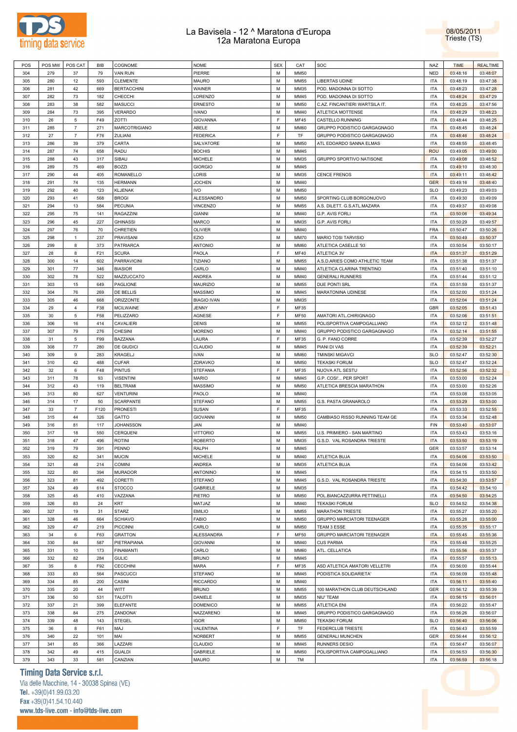# La Bavisela - 12 ^ Maratona d'Europa
## 12a Maratona Europa

08/05/2011
Trieste (TS)

| POS | POS MW | POS CAT | BIB | COGNOME | NOME | SEX | CAT | SOC | NAZ | TIME | REALTIME |
|---|---|---|---|---|---|---|---|---|---|---|---|
| 304 | 279 | 37 | 79 | VAN RIJN | PIERRE | M | MM50 | | NED | 03:48:16 | 03:48:07 |
| 305 | 280 | 12 | 593 | CLEMENTE | MAURO | M | MM55 | LIBERTAS UDINE | ITA | 03:48:19 | 03:47:38 |
| 306 | 281 | 42 | 669 | BERTACCHINI | WAINER | M | MM35 | POD. MADONNA DI SOTTO | ITA | 03:48:23 | 03:47:28 |
| 307 | 282 | 73 | 182 | CHECCHI | LORENZO | M | MM45 | POD. MADONNA DI SOTTO | ITA | 03:48:24 | 03:47:29 |
| 308 | 283 | 38 | 582 | MASUCCI | ERNESTO | M | MM50 | C.AZ. FINCANTIERI WARTSILA IT. | ITA | 03:48:25 | 03:47:56 |
| 309 | 284 | 73 | 395 | VERARDO | IVANO | M | MM40 | ATLETICA MOTTENSE | ITA | 03:48:29 | 03:48:23 |
| 310 | 26 | 5 | F49 | ZOTTI | GIOVANNA | F | MF45 | CASTELLO RUNNING | ITA | 03:48:44 | 03:48:25 |
| 311 | 285 | 7 | 271 | MARCOTRIGIANO | ABELE | M | MM60 | GRUPPO PODISTICO GARGAGNAGO | ITA | 03:48:45 | 03:48:24 |
| 312 | 27 | 7 | F76 | ZULIANI | FEDERICA | F | TF | GRUPPO PODISTICO GARGAGNAGO | ITA | 03:48:46 | 03:48:24 |
| 313 | 286 | 39 | 379 | CARTA | SALVATORE | M | MM50 | ATL EDOARDO SANNA ELMAS | ITA | 03:48:55 | 03:48:45 |
| 314 | 287 | 74 | 658 | RADU | BOCHIS | M | MM45 | | ROU | 03:49:05 | 03:49:00 |
| 315 | 288 | 43 | 317 | SIBAU | MICHELE | M | MM35 | GRUPPO SPORTIVO NATISONE | ITA | 03:49:08 | 03:48:52 |
| 316 | 289 | 75 | 469 | BOZZI | GIORGIO | M | MM45 | | ITA | 03:49:10 | 03:48:30 |
| 317 | 290 | 44 | 405 | ROMANELLO | LORIS | M | MM35 | CENCE FRENOS | ITA | 03:49:11 | 03:48:42 |
| 318 | 291 | 74 | 135 | HERMANN | JOCHEN | M | MM40 | | GER | 03:49:16 | 03:48:40 |
| 319 | 292 | 40 | 123 | KLJENAK | IVO | M | MM50 | | SLO | 03:49:23 | 03:49:03 |
| 320 | 293 | 41 | 568 | BROGI | ALESSANDRO | M | MM50 | SPORTING CLUB BORGONUOVO | ITA | 03:49:30 | 03:49:09 |
| 321 | 294 | 13 | 584 | PECUNIA | VINCENZO | M | MM55 | A.S. DILETT. G.S.ATL.MAZARA | ITA | 03:49:37 | 03:49:08 |
| 322 | 295 | 75 | 141 | RAGAZZINI | GIANNI | M | MM40 | G.P. AVIS FORLI | ITA | 03:50:06 | 03:49:34 |
| 323 | 296 | 45 | 227 | GHINASSI | MARCO | M | MM35 | G.P. AVIS FORLI | ITA | 03:50:29 | 03:49:57 |
| 324 | 297 | 76 | 70 | CHRETIEN | OLIVIER | M | MM40 | | FRA | 03:50:47 | 03:50:26 |
| 325 | 298 | 1 | 237 | PRAVISANI | EZIO | M | MM70 | MARIO TOSI TARVISIO | ITA | 03:50:49 | 03:50:37 |
| 326 | 299 | 8 | 373 | PATRIARCA | ANTONIO | M | MM60 | ATLETICA CASELLE '93 | ITA | 03:50:54 | 03:50:17 |
| 327 | 28 | 8 | F21 | SCURA | PAOLA | F | MF40 | ATLETICA 3V | ITA | 03:51:37 | 03:51:29 |
| 328 | 300 | 14 | 602 | PARRAVICINI | TIZIANO | M | MM55 | A.S.D.ARIES COMO ATHLETIC TEAM | ITA | 03:51:38 | 03:51:37 |
| 329 | 301 | 77 | 346 | BIASIOR | CARLO | M | MM40 | ATLETICA CLARINA TRENTINO | ITA | 03:51:40 | 03:51:10 |
| 330 | 302 | 78 | 522 | MAZZUCCATO | ANDREA | M | MM40 | GENERALI RUNNERS | ITA | 03:51:44 | 03:51:12 |
| 331 | 303 | 15 | 649 | PAGLIONE | MAURIZIO | M | MM55 | DUE PONTI SRL | ITA | 03:51:59 | 03:51:37 |
| 332 | 304 | 76 | 269 | DE BELLIS | MASSIMO | M | MM45 | MARATONINA UDINESE | ITA | 03:52:00 | 03:51:24 |
| 333 | 305 | 46 | 668 | ORIZZONTE | BIAGIO IVAN | M | MM35 | | ITA | 03:52:04 | 03:51:24 |
| 334 | 29 | 4 | F38 | MCILWAINE | JENNY | F | MF35 | | GBR | 03:52:05 | 03:51:43 |
| 335 | 30 | 5 | F58 | PELIZZARO | AGNESE | F | MF50 | AMATORI ATL.CHIRIGNAGO | ITA | 03:52:06 | 03:51:51 |
| 336 | 306 | 16 | 414 | CAVALIERI | DENIS | M | MM55 | POLISPORTIVA CAMPOGALLIANO | ITA | 03:52:12 | 03:51:48 |
| 337 | 307 | 79 | 276 | CHESINI | MORENO | M | MM40 | GRUPPO PODISTICO GARGAGNAGO | ITA | 03:52:14 | 03:51:55 |
| 338 | 31 | 5 | F99 | BAZZANA | LAURA | F | MF35 | G. P. FANO CORRE | ITA | 03:52:39 | 03:52:27 |
| 339 | 308 | 77 | 280 | DE GIUDICI | CLAUDIO | M | MM45 | PIANI DI VAS | ITA | 03:52:39 | 03:52:21 |
| 340 | 309 | 9 | 283 | KRAGELJ | IVAN | M | MM60 | TMINSKI MIGAVCI | SLO | 03:52:47 | 03:52:30 |
| 341 | 310 | 42 | 488 | CUFAR | ZDRAVKO | M | MM50 | TEKASKI FORUM | SLO | 03:52:47 | 03:52:24 |
| 342 | 32 | 6 | F48 | PINTUS | STEFANIA | F | MF35 | NUOVA ATL SESTU | ITA | 03:52:56 | 03:52:32 |
| 343 | 311 | 78 | 93 | VISENTINI | MARIO | M | MM45 | G.P. COSI'... PER SPORT | ITA | 03:53:00 | 03:52:24 |
| 344 | 312 | 43 | 119 | BELTRAMI | MASSIMO | M | MM50 | ATLETICA BRESCIA MARATHON | ITA | 03:53:00 | 03:52:26 |
| 345 | 313 | 80 | 627 | VENTURINI | PAOLO | M | MM40 | | ITA | 03:53:08 | 03:53:05 |
| 346 | 314 | 17 | 50 | SCARPANTE | STEFANO | M | MM55 | G.S. PASTA GRANAROLO | ITA | 03:53:29 | 03:53:00 |
| 347 | 33 | 7 | F120 | PRONESTI | SUSAN | F | MF35 | | ITA | 03:53:33 | 03:52:55 |
| 348 | 315 | 44 | 326 | GATTO | GIOVANNI | M | MM50 | CAMBIASO RISSO RUNNING TEAM GE | ITA | 03:53:34 | 03:52:48 |
| 349 | 316 | 81 | 117 | JOHANSSON | JAN | M | MM40 | | FIN | 03:53:40 | 03:53:07 |
| 350 | 317 | 18 | 550 | CERQUENI | VITTORIO | M | MM55 | U.S. PRIMIERO - SAN MARTINO | ITA | 03:53:43 | 03:53:16 |
| 351 | 318 | 47 | 496 | ROTINI | ROBERTO | M | MM35 | G.S.D. VAL ROSANDRA TRIESTE | ITA | 03:53:50 | 03:53:19 |
| 352 | 319 | 79 | 391 | PENNO | RALPH | M | MM45 | | GER | 03:53:57 | 03:53:14 |
| 353 | 320 | 82 | 341 | MUCIN | MICHELE | M | MM40 | ATLETICA BUJA | ITA | 03:54:06 | 03:53:50 |
| 354 | 321 | 48 | 214 | COMINI | ANDREA | M | MM35 | ATLETICA BUJA | ITA | 03:54:06 | 03:53:42 |
| 355 | 322 | 80 | 394 | MURADOR | ANTONINO | M | MM45 | | ITA | 03:54:15 | 03:53:50 |
| 356 | 323 | 81 | 492 | CORETTI | STEFANO | M | MM45 | G.S.D. VAL ROSANDRA TRIESTE | ITA | 03:54:30 | 03:53:57 |
| 357 | 324 | 49 | 614 | STOCCO | GABRIELE | M | MM35 | | ITA | 03:54:42 | 03:54:10 |
| 358 | 325 | 45 | 410 | VAZZANA | PIETRO | M | MM50 | POL.BIANCAZZURRA PETTINELLI | ITA | 03:54:50 | 03:54:25 |
| 359 | 326 | 83 | 24 | KRT | MATJAZ | M | MM40 | TEKASKI FORUM | SLO | 03:54:52 | 03:54:38 |
| 360 | 327 | 19 | 31 | STARZ | EMILIO | M | MM55 | MARATHON TRIESTE | ITA | 03:55:27 | 03:55:20 |
| 361 | 328 | 46 | 664 | SCHIAVO | FABIO | M | MM50 | GRUPPO MARCIATORI TEENAGER | ITA | 03:55:28 | 03:55:00 |
| 362 | 329 | 47 | 219 | PICCINNI | CARLO | M | MM50 | TEAM 3 ESSE | ITA | 03:55:35 | 03:55:17 |
| 363 | 34 | 6 | F63 | GRATTON | ALESSANDRA | F | MF50 | GRUPPO MARCIATORI TEENAGER | ITA | 03:55:45 | 03:55:36 |
| 364 | 330 | 84 | 587 | PIETRAPIANA | GIOVANNI | M | MM40 | CUS PARMA | ITA | 03:55:48 | 03:55:25 |
| 365 | 331 | 10 | 173 | FINAMANTI | CARLO | M | MM60 | ATL. CELLATICA | ITA | 03:55:56 | 03:55:37 |
| 366 | 332 | 82 | 284 | GULIC | BRUNO | M | MM45 | | ITA | 03:55:57 | 03:55:13 |
| 367 | 35 | 8 | F92 | CECCHINI | MARA | F | MF35 | ASD ATLETICA AMATORI VELLETRI | ITA | 03:56:00 | 03:55:44 |
| 368 | 333 | 83 | 564 | PASCUCCI | STEFANO | M | MM45 | PODISTICA SOLIDARIETA' | ITA | 03:56:09 | 03:55:48 |
| 369 | 334 | 85 | 200 | CASINI | RICCARDO | M | MM40 | | ITA | 03:56:11 | 03:55:40 |
| 370 | 335 | 20 | 44 | WITT | BRUNO | M | MM55 | 100 MARATHON CLUB DEUTSCHLAND | GER | 03:56:12 | 03:55:39 |
| 371 | 336 | 50 | 531 | TALOTTI | DANIELE | M | MM35 | NIU' TEAM | ITA | 03:56:15 | 03:56:01 |
| 372 | 337 | 21 | 399 | ELEFANTE | DOMENICO | M | MM55 | ATLETICA ENI | ITA | 03:56:22 | 03:55:47 |
| 373 | 338 | 84 | 275 | ZANDONA' | NAZZARENO | M | MM45 | GRUPPO PODISTICO GARGAGNAGO | ITA | 03:56:26 | 03:56:07 |
| 374 | 339 | 48 | 143 | STEGEL | IGOR | M | MM50 | TEKASKI FORUM | SLO | 03:56:40 | 03:56:06 |
| 375 | 36 | 8 | F61 | MAJ | VALENTINA | F | TF | FEDERCLUB TRIESTE | ITA | 03:56:43 | 03:55:59 |
| 376 | 340 | 22 | 101 | MAI | NORBERT | M | MM55 | GENERALI MUNCHEN | GER | 03:56:44 | 03:56:12 |
| 377 | 341 | 85 | 366 | LAZZARI | CLAUDIO | M | MM45 | RUNNERS DESIO | ITA | 03:56:47 | 03:56:07 |
| 378 | 342 | 49 | 415 | GUALDI | GABRIELE | M | MM50 | POLISPORTIVA CAMPOGALLIANO | ITA | 03:56:53 | 03:56:30 |
| 379 | 343 | 33 | 581 | CANZIAN | MAURO | M | TM | | ITA | 03:56:59 | 03:56:18 |

**Timing Data Service s.r.l.**
Via delle Macchine, 14 - 30038 Spinea (VE)
Tel. +39(0)41.99.03.20
Fax +39(0)41.54.10.440
www.tds-live.com - info@tds-live.com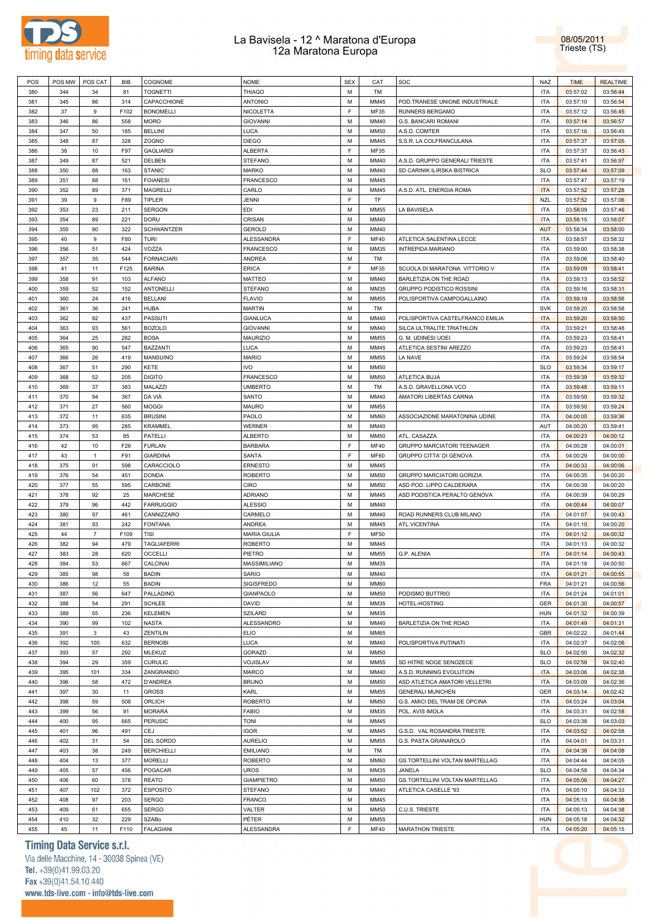# La Bavisela - 12 ^ Maratona d'Europa
## 12a Maratona Europa

08/05/2011
Trieste (TS)

| POS | POS MW | POS CAT | BIB | COGNOME | NOME | SEX | CAT | SOC | NAZ | TIME | REALTIME |
|---|---|---|---|---|---|---|---|---|---|---|---|
| 380 | 344 | 34 | 81 | TOGNETTI | THIAGO | M | TM | | ITA | 03:57:02 | 03:56:44 |
| 381 | 345 | 86 | 314 | CAPACCHIONE | ANTONIO | M | MM45 | POD.TRANESE UNIONE INDUSTRIALE | ITA | 03:57:10 | 03:56:54 |
| 382 | 37 | 9 | F102 | BONOMELLI | NICOLETTA | F | MF35 | RUNNERS BERGAMO | ITA | 03:57:12 | 03:56:45 |
| 383 | 346 | 86 | 558 | MORO | GIOVANNI | M | MM40 | G.S. BANCARI ROMANI | ITA | 03:57:14 | 03:56:57 |
| 384 | 347 | 50 | 185 | BELLINI | LUCA | M | MM50 | A.S.D. COMTER | ITA | 03:57:16 | 03:56:45 |
| 385 | 348 | 87 | 328 | ZOGNO | DIEGO | M | MM45 | S.S.R. LA COLFRANCULANA | ITA | 03:57:37 | 03:57:05 |
| 386 | 38 | 10 | F97 | GAGLIARDI | ALBERTA | F | MF35 | | ITA | 03:57:37 | 03:56:43 |
| 387 | 349 | 87 | 521 | DELBEN | STEFANO | M | MM40 | A.S.D. GRUPPO GENERALI TRIESTE | ITA | 03:57:41 | 03:56:57 |
| 388 | 350 | 88 | 163 | STANIC' | MARKO | M | MM40 | SD CARINIK ILIRSKA BISTRICA | SLO | 03:57:44 | 03:57:09 |
| 389 | 351 | 88 | 161 | FOIANESI | FRANCESCO | M | MM45 | | ITA | 03:57:47 | 03:57:19 |
| 390 | 352 | 89 | 371 | MAGRELLI | CARLO | M | MM45 | A.S.D. ATL. ENERGIA ROMA | ITA | 03:57:52 | 03:57:28 |
| 391 | 39 | 9 | F89 | TIPLER | JENNI | F | TF | | NZL | 03:57:52 | 03:57:06 |
| 392 | 353 | 23 | 211 | SERGON | EDI | M | MM55 | LA BAVISELA | ITA | 03:58:09 | 03:57:46 |
| 393 | 354 | 89 | 221 | DORU | CRISAN | M | MM40 | | ITA | 03:58:15 | 03:58:07 |
| 394 | 355 | 90 | 322 | SCHWANTZER | GEROLD | M | MM40 | | AUT | 03:58:34 | 03:58:00 |
| 395 | 40 | 9 | F80 | TURI | ALESSANDRA | F | MF40 | ATLETICA SALENTINA LECCE | ITA | 03:58:57 | 03:58:32 |
| 396 | 356 | 51 | 424 | VOZZA | FRANCESCO | M | MM35 | INTREPIDA MARIANO | ITA | 03:59:00 | 03:58:38 |
| 397 | 357 | 35 | 544 | FORNACIARI | ANDREA | M | TM | | ITA | 03:59:06 | 03:58:40 |
| 398 | 41 | 11 | F125 | BARINA | ERICA | F | MF35 | SCUOLA DI MARATONA VITTORIO V | ITA | 03:59:09 | 03:58:41 |
| 399 | 358 | 91 | 103 | ALFANO | MATTEO | M | MM40 | BARLETIZIA ON THE ROAD | ITA | 03:59:13 | 03:58:52 |
| 400 | 359 | 52 | 152 | ANTONELLI | STEFANO | M | MM35 | GRUPPO PODISTICO ROSSINI | ITA | 03:59:16 | 03:58:31 |
| 401 | 360 | 24 | 416 | BELLANI | FLAVIO | M | MM55 | POLISPORTIVA CAMPOGALLIANO | ITA | 03:59:19 | 03:58:56 |
| 402 | 361 | 36 | 241 | HUBA | MARTIN | M | TM | | SVK | 03:59:20 | 03:58:58 |
| 403 | 362 | 92 | 437 | PASSUTI | GIANLUCA | M | MM40 | POLISPORTIVA CASTELFRANCO EMILIA | ITA | 03:59:20 | 03:58:50 |
| 404 | 363 | 93 | 561 | BOZOLO | GIOVANNI | M | MM40 | SILCA ULTRALITE TRIATHLON | ITA | 03:59:21 | 03:58:48 |
| 405 | 364 | 25 | 282 | BOSA | MAURIZIO | M | MM55 | G. M. UDINESI UOEI | ITA | 03:59:23 | 03:58:41 |
| 406 | 365 | 90 | 547 | BAZZANTI | LUCA | M | MM45 | ATLETICA SESTINI AREZZO | ITA | 03:59:23 | 03:58:41 |
| 407 | 366 | 26 | 419 | MANSUINO | MARIO | M | MM55 | LA NAVE | ITA | 03:59:24 | 03:58:54 |
| 408 | 367 | 51 | 290 | KETE | IVO | M | MM50 | | SLO | 03:59:34 | 03:59:17 |
| 409 | 368 | 52 | 205 | DIGITO | FRANCESCO | M | MM50 | ATLETICA BUJA | ITA | 03:59:39 | 03:59:32 |
| 410 | 369 | 37 | 383 | MALAZZI | UMBERTO | M | TM | A.S.D. GRAVELLONA VCO | ITA | 03:59:48 | 03:59:11 |
| 411 | 370 | 94 | 367 | DA VIÀ | SANTO | M | MM40 | AMATORI LIBERTAS CARNIA | ITA | 03:59:50 | 03:59:32 |
| 412 | 371 | 27 | 560 | MOGGI | MAURO | M | MM55 | | ITA | 03:59:50 | 03:59:24 |
| 413 | 372 | 11 | 635 | BRUSINI | PAOLO | M | MM60 | ASSOCIAZIONE MARATONINA UDINE | ITA | 04:00:00 | 03:59:36 |
| 414 | 373 | 95 | 285 | KRAMMEL | WERNER | M | MM40 | | AUT | 04:00:20 | 03:59:41 |
| 415 | 374 | 53 | 85 | PATELLI | ALBERTO | M | MM50 | ATL. CASAZZA | ITA | 04:00:23 | 04:00:12 |
| 416 | 42 | 10 | F26 | FURLAN | BARBARA | F | MF40 | GRUPPO MARCIATORI TEENAGER | ITA | 04:00:28 | 04:00:01 |
| 417 | 43 | 1 | F91 | GIARDINA | SANTA | F | MF60 | GRUPPO CITTA' DI GENOVA | ITA | 04:00:29 | 04:00:00 |
| 418 | 375 | 91 | 598 | CARACCIOLO | ERNESTO | M | MM45 | | ITA | 04:00:33 | 04:00:06 |
| 419 | 376 | 54 | 451 | DONDA | ROBERTO | M | MM50 | GRUPPO MARCIATORI GORIZIA | ITA | 04:00:35 | 04:00:20 |
| 420 | 377 | 55 | 595 | CARBONE | CIRO | M | MM50 | ASD POD. LIPPO CALDERARA | ITA | 04:00:39 | 04:00:20 |
| 421 | 378 | 92 | 25 | MARCHESE | ADRIANO | M | MM45 | ASD PODISTICA PERALTO GENOVA | ITA | 04:00:39 | 04:00:29 |
| 422 | 379 | 96 | 442 | FARRUGGIO | ALESSIO | M | MM40 | | ITA | 04:00:44 | 04:00:07 |
| 423 | 380 | 97 | 461 | CANNIZZARO | CARMELO | M | MM40 | ROAD RUNNERS CLUB MILANO | ITA | 04:01:07 | 04:00:43 |
| 424 | 381 | 93 | 242 | FONTANA | ANDREA | M | MM45 | ATL.VICENTINA | ITA | 04:01:10 | 04:00:20 |
| 425 | 44 | 7 | F109 | TISI | MARIA GIULIA | F | MF50 | | ITA | 04:01:12 | 04:00:32 |
| 426 | 382 | 94 | 479 | TAGLIAFERRI | ROBERTO | M | MM45 | | ITA | 04:01:13 | 04:00:32 |
| 427 | 383 | 28 | 620 | OCCELLI | PIETRO | M | MM55 | G.P. ALENIA | ITA | 04:01:14 | 04:00:43 |
| 428 | 384 | 53 | 667 | CALCINAI | MASSIMILIANO | M | MM35 | | ITA | 04:01:18 | 04:00:50 |
| 429 | 385 | 98 | 58 | BADIN | SARIO | M | MM40 | | ITA | 04:01:21 | 04:00:55 |
| 430 | 386 | 12 | 55 | BADIN | SIGISFREDO | M | MM60 | | FRA | 04:01:21 | 04:00:56 |
| 431 | 387 | 56 | 647 | PALLADINO | GIANPAOLO | M | MM50 | PODISMO BUTTRIO | ITA | 04:01:24 | 04:01:01 |
| 432 | 388 | 54 | 291 | SCHLEE | DAVID | M | MM35 | HOTEL-HOSTING | GER | 04:01:30 | 04:00:57 |
| 433 | 389 | 55 | 236 | KELEMEN | SZILARD | M | MM35 | | HUN | 04:01:32 | 04:00:39 |
| 434 | 390 | 99 | 102 | NASTA | ALESSANDRO | M | MM40 | BARLETIZIA ON THE ROAD | ITA | 04:01:49 | 04:01:31 |
| 435 | 391 | 3 | 43 | ZENTILIN | ELIO | M | MM65 | | GBR | 04:02:22 | 04:01:44 |
| 436 | 392 | 100 | 632 | BERNOBI | LUCA | M | MM40 | POLISPORTIVA PUTINATI | ITA | 04:02:37 | 04:02:06 |
| 437 | 393 | 57 | 292 | MLEKUZ | GORAZD | M | MM50 | | SLO | 04:02:50 | 04:02:32 |
| 438 | 394 | 29 | 359 | CURULIC | VOJISLAV | M | MM55 | SD HITRE NOGE SENOZECE | SLO | 04:02:58 | 04:02:40 |
| 439 | 395 | 101 | 334 | ZANGRANDO | MARCO | M | MM40 | A.S.D. RUNNING EVOLUTION | ITA | 04:03:06 | 04:02:38 |
| 440 | 396 | 58 | 472 | D'ANDREA | BRUNO | M | MM50 | ASD ATLETICA AMATORI VELLETRI | ITA | 04:03:09 | 04:02:36 |
| 441 | 397 | 30 | 11 | GROSS | KARL | M | MM55 | GENERALI MUNCHEN | GER | 04:03:14 | 04:02:42 |
| 442 | 398 | 59 | 508 | ORLICH | ROBERTO | M | MM50 | G.S. AMICI DEL TRAM DE OPCINA | ITA | 04:03:24 | 04:03:04 |
| 443 | 399 | 56 | 91 | MORARA | FABIO | M | MM35 | POL. AVIS IMOLA | ITA | 04:03:31 | 04:02:58 |
| 444 | 400 | 95 | 665 | PERUSIC | TONI | M | MM45 | | SLO | 04:03:38 | 04:03:03 |
| 445 | 401 | 96 | 491 | CEJ | IGOR | M | MM45 | G.S.D. VAL ROSANDRA TRIESTE | ITA | 04:03:52 | 04:02:58 |
| 446 | 402 | 31 | 54 | DEL SORDO | AURELIO | M | MM55 | G.S. PASTA GRANAROLO | ITA | 04:04:01 | 04:03:31 |
| 447 | 403 | 38 | 249 | BERCHIELLI | EMILIANO | M | TM | | ITA | 04:04:38 | 04:04:08 |
| 448 | 404 | 13 | 377 | MORELLI | ROBERTO | M | MM60 | GS.TORTELLINI VOLTAN MARTELLAG | ITA | 04:04:44 | 04:04:05 |
| 449 | 405 | 57 | 456 | POGACAR | UROS | M | MM35 | JANELA | SLO | 04:04:58 | 04:04:34 |
| 450 | 406 | 60 | 378 | REATO | GIAMPIETRO | M | MM50 | GS.TORTELLINI VOLTAN MARTELLAG | ITA | 04:05:06 | 04:04:27 |
| 451 | 407 | 102 | 372 | ESPOSITO | STEFANO | M | MM40 | ATLETICA CASELLE '93 | ITA | 04:05:10 | 04:04:33 |
| 452 | 408 | 97 | 203 | SERGO | FRANCO | M | MM45 | | ITA | 04:05:13 | 04:04:38 |
| 453 | 409 | 61 | 655 | SERGO | VALTER | M | MM50 | C.U.S. TRIESTE | ITA | 04:05:13 | 04:04:38 |
| 454 | 410 | 32 | 229 | SZABo | PÉTER | M | MM55 | | HUN | 04:05:18 | 04:04:32 |
| 455 | 45 | 11 | F110 | FALAGIANI | ALESSANDRA | F | MF40 | MARATHON TRIESTE | ITA | 04:05:20 | 04:05:15 |

**Timing Data Service s.r.l.**
Via delle Macchine, 14 - 30038 Spinea (VE)
Tel. +39(0)41.99.03.20
Fax +39(0)41.54.10.440
www.tds-live.com - info@tds-live.com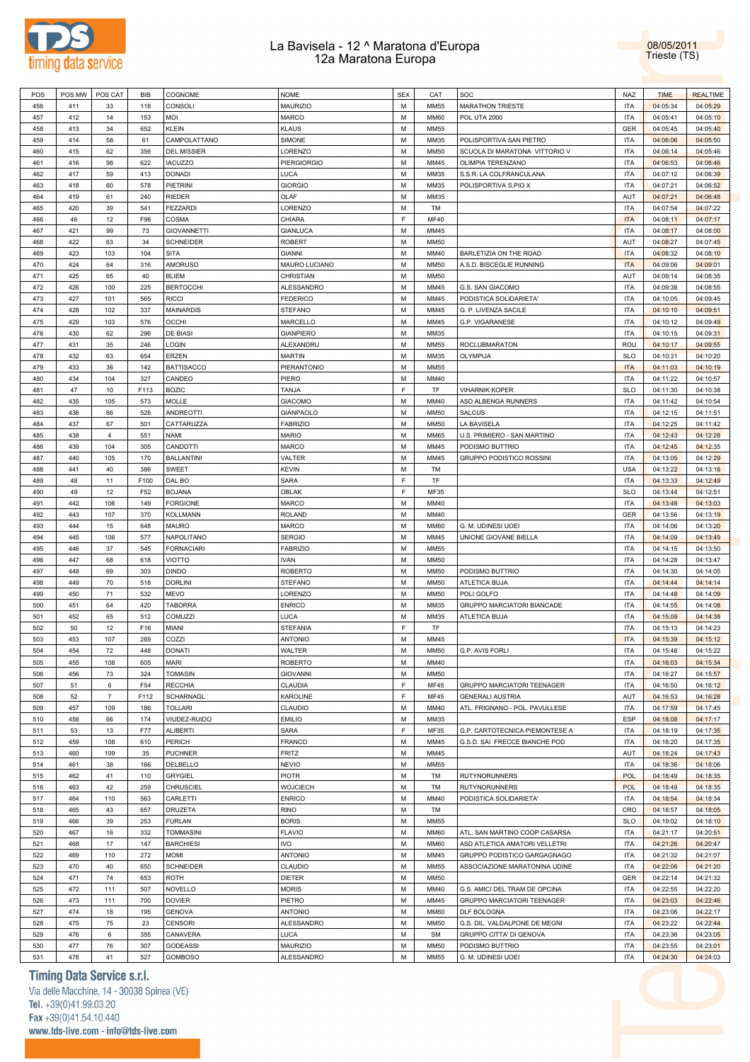# La Bavisela - 12 ^ Maratona d'Europa
## 12a Maratona Europa

08/05/2011
Trieste (TS)

| POS | POS MW | POS CAT | BIB | COGNOME | NOME | SEX | CAT | SOC | NAZ | TIME | REALTIME |
|---|---|---|---|---|---|---|---|---|---|---|---|
| 456 | 411 | 33 | 118 | CONSOLI | MAURIZIO | M | MM55 | MARATHON TRIESTE | ITA | 04:05:34 | 04:05:29 |
| 457 | 412 | 14 | 153 | MOI | MARCO | M | MM60 | POL UTA 2000 | ITA | 04:05:41 | 04:05:10 |
| 458 | 413 | 34 | 652 | KLEIN | KLAUS | M | MM55 | | GER | 04:05:45 | 04:05:40 |
| 459 | 414 | 58 | 61 | CAMPOLATTANO | SIMONE | M | MM35 | POLISPORTIVA SAN PIETRO | ITA | 04:06:06 | 04:05:50 |
| 460 | 415 | 62 | 356 | DEL MISSIER | LORENZO | M | MM50 | SCUOLA DI MARATONA VITTORIO V | ITA | 04:06:14 | 04:05:46 |
| 461 | 416 | 98 | 622 | IACUZZO | PIERGIORGIO | M | MM45 | OLIMPIA TERENZANO | ITA | 04:06:53 | 04:06:46 |
| 462 | 417 | 59 | 413 | DONADI | LUCA | M | MM35 | S.S.R. LA COLFRANCULANA | ITA | 04:07:12 | 04:06:39 |
| 463 | 418 | 60 | 578 | PIETRINI | GIORGIO | M | MM35 | POLISPORTIVA S.PIO X | ITA | 04:07:21 | 04:06:52 |
| 464 | 419 | 61 | 240 | RIEDER | OLAF | M | MM35 | | AUT | 04:07:21 | 04:06:48 |
| 465 | 420 | 39 | 541 | FEZZARDI | LORENZO | M | TM | | ITA | 04:07:54 | 04:07:22 |
| 466 | 46 | 12 | F96 | COSMA | CHIARA | F | MF40 | | ITA | 04:08:11 | 04:07:17 |
| 467 | 421 | 99 | 73 | GIOVANNETTI | GIANLUCA | M | MM45 | | ITA | 04:08:17 | 04:08:00 |
| 468 | 422 | 63 | 34 | SCHNEIDER | ROBERT | M | MM50 | | AUT | 04:08:27 | 04:07:45 |
| 469 | 423 | 103 | 104 | SITA | GIANNI | M | MM40 | BARLETIZIA ON THE ROAD | ITA | 04:08:32 | 04:08:10 |
| 470 | 424 | 64 | 316 | AMORUSO | MAURO LUCIANO | M | MM50 | A.S.D. BISCEGLIE RUNNING | ITA | 04:09:06 | 04:09:01 |
| 471 | 425 | 65 | 40 | BLIEM | CHRISTIAN | M | MM50 | | AUT | 04:09:14 | 04:08:35 |
| 472 | 426 | 100 | 225 | BERTOCCHI | ALESSANDRO | M | MM45 | G.S. SAN GIACOMO | ITA | 04:09:38 | 04:08:55 |
| 473 | 427 | 101 | 565 | RICCI | FEDERICO | M | MM45 | PODISTICA SOLIDARIETA' | ITA | 04:10:05 | 04:09:45 |
| 474 | 428 | 102 | 337 | MAINARDIS | STEFANO | M | MM45 | G. P. LIVENZA SACILE | ITA | 04:10:10 | 04:09:51 |
| 475 | 429 | 103 | 576 | OCCHI | MARCELLO | M | MM45 | G.P. VIGARANESE | ITA | 04:10:12 | 04:09:49 |
| 476 | 430 | 62 | 296 | DE BIASI | GIANPIERO | M | MM35 | | ITA | 04:10:15 | 04:09:31 |
| 477 | 431 | 35 | 246 | LOGIN | ALEXANDRU | M | MM55 | ROCLUBMARATON | ROU | 04:10:17 | 04:09:55 |
| 478 | 432 | 63 | 654 | ERZEN | MARTIN | M | MM35 | OLYMPIJA | SLO | 04:10:31 | 04:10:20 |
| 479 | 433 | 36 | 142 | BATTISACCO | PIERANTONIO | M | MM55 | | ITA | 04:11:03 | 04:10:19 |
| 480 | 434 | 104 | 327 | CANDEO | PIERO | M | MM40 | | ITA | 04:11:22 | 04:10:57 |
| 481 | 47 | 10 | F113 | BOZIC | TANJA | F | TF | VIHARNIK KOPER | SLO | 04:11:30 | 04:10:38 |
| 482 | 435 | 105 | 573 | MOLLE | GIACOMO | M | MM40 | ASD ALBENGA RUNNERS | ITA | 04:11:42 | 04:10:54 |
| 483 | 436 | 66 | 526 | ANDREOTTI | GIANPAOLO | M | MM50 | SALCUS | ITA | 04:12:15 | 04:11:51 |
| 484 | 437 | 67 | 501 | CATTARUZZA | FABRIZIO | M | MM50 | LA BAVISELA | ITA | 04:12:25 | 04:11:42 |
| 485 | 438 | 4 | 551 | NAMI | MARIO | M | MM65 | U.S. PRIMIERO - SAN MARTINO | ITA | 04:12:43 | 04:12:28 |
| 486 | 439 | 104 | 305 | CANDOTTI | MARCO | M | MM45 | PODISMO BUTTRIO | ITA | 04:12:45 | 04:12:35 |
| 487 | 440 | 105 | 170 | BALLANTINI | VALTER | M | MM45 | GRUPPO PODISTICO ROSSINI | ITA | 04:13:05 | 04:12:29 |
| 488 | 441 | 40 | 386 | SWEET | KEVIN | M | TM | | USA | 04:13:22 | 04:13:16 |
| 489 | 48 | 11 | F100 | DAL BO | SARA | F | TF | | ITA | 04:13:33 | 04:12:49 |
| 490 | 49 | 12 | F52 | BOJANA | OBLAK | F | MF35 | | SLO | 04:13:44 | 04:12:51 |
| 491 | 442 | 106 | 149 | FORGIONE | MARCO | M | MM40 | | ITA | 04:13:48 | 04:13:03 |
| 492 | 443 | 107 | 370 | KOLLMANN | ROLAND | M | MM40 | | GER | 04:13:56 | 04:13:19 |
| 493 | 444 | 15 | 648 | MAURO | MARCO | M | MM60 | G. M. UDINESI UOEI | ITA | 04:14:06 | 04:13:20 |
| 494 | 445 | 106 | 577 | NAPOLITANO | SERGIO | M | MM45 | UNIONE GIOVANE BIELLA | ITA | 04:14:09 | 04:13:49 |
| 495 | 446 | 37 | 545 | FORNACIARI | FABRIZIO | M | MM55 | | ITA | 04:14:15 | 04:13:50 |
| 496 | 447 | 68 | 618 | VIOTTO | IVAN | M | MM50 | | ITA | 04:14:28 | 04:13:47 |
| 497 | 448 | 69 | 303 | DINDO | ROBERTO | M | MM50 | PODISMO BUTTRIO | ITA | 04:14:30 | 04:14:05 |
| 498 | 449 | 70 | 518 | DORLINI | STEFANO | M | MM50 | ATLETICA BUJA | ITA | 04:14:44 | 04:14:14 |
| 499 | 450 | 71 | 532 | MEVO | LORENZO | M | MM50 | POLI GOLFO | ITA | 04:14:48 | 04:14:09 |
| 500 | 451 | 64 | 420 | TABORRA | ENRICO | M | MM35 | GRUPPO MARCIATORI BIANCADE | ITA | 04:14:55 | 04:14:08 |
| 501 | 452 | 65 | 512 | COMUZZI | LUCA | M | MM35 | ATLETICA BUJA | ITA | 04:15:09 | 04:14:38 |
| 502 | 50 | 12 | F16 | MIANI | STEFANIA | F | TF | | ITA | 04:15:13 | 04:14:23 |
| 503 | 453 | 107 | 289 | COZZI | ANTONIO | M | MM45 | | ITA | 04:15:39 | 04:15:12 |
| 504 | 454 | 72 | 448 | DONATI | WALTER | M | MM50 | G.P. AVIS FORLI | ITA | 04:15:48 | 04:15:22 |
| 505 | 455 | 108 | 605 | MARI | ROBERTO | M | MM40 | | ITA | 04:16:03 | 04:15:34 |
| 506 | 456 | 73 | 324 | TOMASIN | GIOVANNI | M | MM50 | | ITA | 04:16:27 | 04:15:57 |
| 507 | 51 | 6 | F54 | RECCHIA | CLAUDIA | F | MF45 | GRUPPO MARCIATORI TEENAGER | ITA | 04:16:50 | 04:16:12 |
| 508 | 52 | 7 | F112 | SCHARNAGL | KAROLINE | F | MF45 | GENERALI AUSTRIA | AUT | 04:16:53 | 04:16:28 |
| 509 | 457 | 109 | 186 | TOLLARI | CLAUDIO | M | MM40 | ATL. FRIGNANO - POL. PAVULLESE | ITA | 04:17:59 | 04:17:45 |
| 510 | 458 | 66 | 174 | VIUDEZ-RUIDO | EMILIO | M | MM35 | | ESP | 04:18:08 | 04:17:17 |
| 511 | 53 | 13 | F77 | ALIBERTI | SARA | F | MF35 | G.P. CARTOTECNICA PIEMONTESE A | ITA | 04:18:19 | 04:17:35 |
| 512 | 459 | 108 | 610 | PERICH | FRANCO | M | MM45 | G.S.D. SAI FRECCE BIANCHE POD | ITA | 04:18:20 | 04:17:35 |
| 513 | 460 | 109 | 35 | PUCHNER | FRITZ | M | MM45 | | AUT | 04:18:24 | 04:17:43 |
| 514 | 461 | 38 | 166 | DELBELLO | NEVIO | M | MM55 | | ITA | 04:18:36 | 04:18:06 |
| 515 | 462 | 41 | 110 | GRYGIEL | PIOTR | M | TM | RUTYNORUNNERS | POL | 04:18:49 | 04:18:35 |
| 516 | 463 | 42 | 259 | CHRUSCIEL | WOJCIECH | M | TM | RUTYNORUNNERS | POL | 04:18:49 | 04:18:35 |
| 517 | 464 | 110 | 563 | CARLETTI | ENRICO | M | MM40 | PODISTICA SOLIDARIETA' | ITA | 04:18:54 | 04:18:34 |
| 518 | 465 | 43 | 657 | DRUZETA | RINO | M | TM | | CRO | 04:18:57 | 04:18:05 |
| 519 | 466 | 39 | 253 | FURLAN | BORIS | M | MM55 | | SLO | 04:19:02 | 04:18:10 |
| 520 | 467 | 16 | 332 | TOMMASINI | FLAVIO | M | MM60 | ATL. SAN MARTINO COOP CASARSA | ITA | 04:21:17 | 04:20:51 |
| 521 | 468 | 17 | 147 | BARCHIESI | IVO | M | MM60 | ASD ATLETICA AMATORI VELLETRI | ITA | 04:21:26 | 04:20:47 |
| 522 | 469 | 110 | 272 | MOMI | ANTONIO | M | MM45 | GRUPPO PODISTICO GARGAGNAGO | ITA | 04:21:32 | 04:21:07 |
| 523 | 470 | 40 | 650 | SCHNEIDER | CLAUDIO | M | MM55 | ASSOCIAZIONE MARATONINA UDINE | ITA | 04:22:06 | 04:21:20 |
| 524 | 471 | 74 | 653 | ROTH | DIETER | M | MM50 | | GER | 04:22:14 | 04:21:32 |
| 525 | 472 | 111 | 507 | NOVELLO | MORIS | M | MM40 | G.S. AMICI DEL TRAM DE OPCINA | ITA | 04:22:55 | 04:22:20 |
| 526 | 473 | 111 | 700 | DOVIER | PIETRO | M | MM45 | GRUPPO MARCIATORI TEENAGER | ITA | 04:23:03 | 04:22:46 |
| 527 | 474 | 18 | 195 | GENOVA | ANTONIO | M | MM60 | DLF BOLOGNA | ITA | 04:23:06 | 04:22:17 |
| 528 | 475 | 75 | 23 | CENSORI | ALESSANDRO | M | MM50 | G.S. DIL. VALDALPONE DE MEGNI | ITA | 04:23:22 | 04:22:44 |
| 529 | 476 | 6 | 355 | CANAVERA | LUCA | M | SM | GRUPPO CITTA' DI GENOVA | ITA | 04:23:36 | 04:23:05 |
| 530 | 477 | 76 | 307 | GODEASSI | MAURIZIO | M | MM50 | PODISMO BUTTRIO | ITA | 04:23:55 | 04:23:01 |
| 531 | 478 | 41 | 527 | GOMBOSO | ALESSANDRO | M | MM55 | G. M. UDINESI UOEI | ITA | 04:24:30 | 04:24:03 |

**Timing Data Service s.r.l.**
Via delle Macchine, 14 - 30038 Spinea (VE)
Tel. +39(0)41.99.03.20
Fax +39(0)41.54.10.440
www.tds-live.com - info@tds-live.com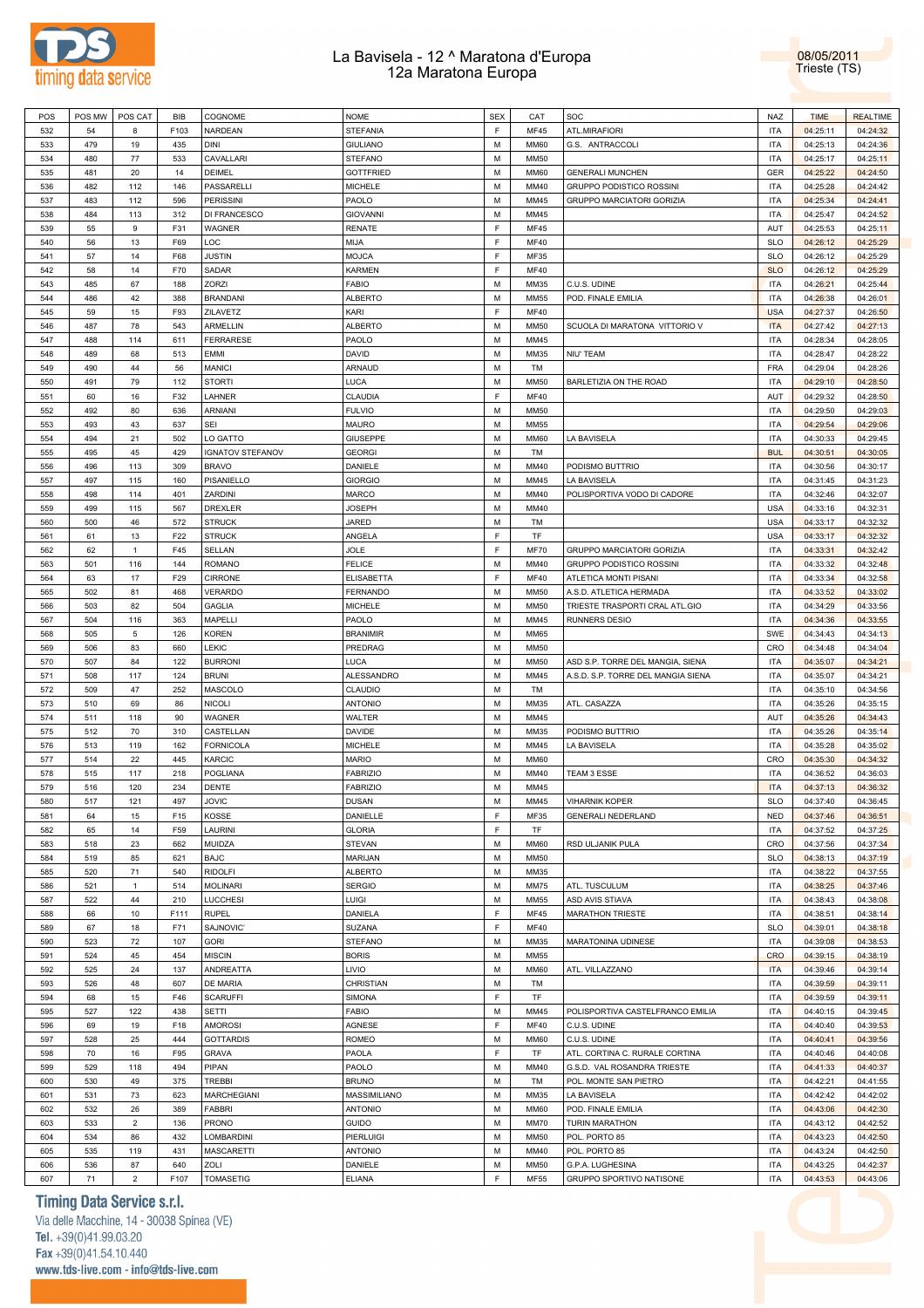# La Bavisela - 12 ^ Maratona d'Europa
## 12a Maratona Europa

08/05/2011
Trieste (TS)

| POS | POS MW | POS CAT | BIB | COGNOME | NOME | SEX | CAT | SOC | NAZ | TIME | REALTIME |
|---|---|---|---|---|---|---|---|---|---|---|---|
| 532 | 54 | 8 | F103 | NARDEAN | STEFANIA | F | MF45 | ATL.MIRAFIORI | ITA | 04:25:11 | 04:24:32 |
| 533 | 479 | 19 | 435 | DINI | GIULIANO | M | MM60 | G.S. ANTRACCOLI | ITA | 04:25:13 | 04:24:36 |
| 534 | 480 | 77 | 533 | CAVALLARI | STEFANO | M | MM50 | | ITA | 04:25:17 | 04:25:11 |
| 535 | 481 | 20 | 14 | DEIMEL | GOTTFRIED | M | MM60 | GENERALI MUNCHEN | GER | 04:25:22 | 04:24:50 |
| 536 | 482 | 112 | 146 | PASSARELLI | MICHELE | M | MM40 | GRUPPO PODISTICO ROSSINI | ITA | 04:25:28 | 04:24:42 |
| 537 | 483 | 112 | 596 | PERISSINI | PAOLO | M | MM45 | GRUPPO MARCIATORI GORIZIA | ITA | 04:25:34 | 04:24:41 |
| 538 | 484 | 113 | 312 | DI FRANCESCO | GIOVANNI | M | MM45 | | ITA | 04:25:47 | 04:24:52 |
| 539 | 55 | 9 | F31 | WAGNER | RENATE | F | MF45 | | AUT | 04:25:53 | 04:25:11 |
| 540 | 56 | 13 | F69 | LOC | MIJA | F | MF40 | | SLO | 04:26:12 | 04:25:29 |
| 541 | 57 | 14 | F68 | JUSTIN | MOJCA | F | MF35 | | SLO | 04:26:12 | 04:25:29 |
| 542 | 58 | 14 | F70 | SADAR | KARMEN | F | MF40 | | SLO | 04:26:12 | 04:25:29 |
| 543 | 485 | 67 | 188 | ZORZI | FABIO | M | MM35 | C.U.S. UDINE | ITA | 04:26:21 | 04:25:44 |
| 544 | 486 | 42 | 388 | BRANDANI | ALBERTO | M | MM55 | POD. FINALE EMILIA | ITA | 04:26:38 | 04:26:01 |
| 545 | 59 | 15 | F93 | ZILAVETZ | KARI | F | MF40 | | USA | 04:27:37 | 04:26:50 |
| 546 | 487 | 78 | 543 | ARMELLIN | ALBERTO | M | MM50 | SCUOLA DI MARATONA VITTORIO V | ITA | 04:27:42 | 04:27:13 |
| 547 | 488 | 114 | 611 | FERRARESE | PAOLO | M | MM45 | | ITA | 04:28:34 | 04:28:05 |
| 548 | 489 | 68 | 513 | EMMI | DAVID | M | MM35 | NIU' TEAM | ITA | 04:28:47 | 04:28:22 |
| 549 | 490 | 44 | 56 | MANICI | ARNAUD | M | TM | | FRA | 04:29:04 | 04:28:26 |
| 550 | 491 | 79 | 112 | STORTI | LUCA | M | MM50 | BARLETIZIA ON THE ROAD | ITA | 04:29:10 | 04:28:50 |
| 551 | 60 | 16 | F32 | LAHNER | CLAUDIA | F | MF40 | | AUT | 04:29:32 | 04:28:50 |
| 552 | 492 | 80 | 636 | ARNIANI | FULVIO | M | MM50 | | ITA | 04:29:50 | 04:29:03 |
| 553 | 493 | 43 | 637 | SEI | MAURO | M | MM55 | | ITA | 04:29:54 | 04:29:06 |
| 554 | 494 | 21 | 502 | LO GATTO | GIUSEPPE | M | MM60 | LA BAVISELA | ITA | 04:30:33 | 04:29:45 |
| 555 | 495 | 45 | 429 | IGNATOV STEFANOV | GEORGI | M | TM | | BUL | 04:30:51 | 04:30:05 |
| 556 | 496 | 113 | 309 | BRAVO | DANIELE | M | MM40 | PODISMO BUTTRIO | ITA | 04:30:56 | 04:30:17 |
| 557 | 497 | 115 | 160 | PISANIELLO | GIORGIO | M | MM45 | LA BAVISELA | ITA | 04:31:45 | 04:31:23 |
| 558 | 498 | 114 | 401 | ZARDINI | MARCO | M | MM40 | POLISPORTIVA VODO DI CADORE | ITA | 04:32:46 | 04:32:07 |
| 559 | 499 | 115 | 567 | DREXLER | JOSEPH | M | MM40 | | USA | 04:33:16 | 04:32:31 |
| 560 | 500 | 46 | 572 | STRUCK | JARED | M | TM | | USA | 04:33:17 | 04:32:32 |
| 561 | 61 | 13 | F22 | STRUCK | ANGELA | F | TF | | USA | 04:33:17 | 04:32:32 |
| 562 | 62 | 1 | F45 | SELLAN | JOLE | F | MF70 | GRUPPO MARCIATORI GORIZIA | ITA | 04:33:31 | 04:32:42 |
| 563 | 501 | 116 | 144 | ROMANO | FELICE | M | MM40 | GRUPPO PODISTICO ROSSINI | ITA | 04:33:32 | 04:32:48 |
| 564 | 63 | 17 | F29 | CIRRONE | ELISABETTA | F | MF40 | ATLETICA MONTI PISANI | ITA | 04:33:34 | 04:32:58 |
| 565 | 502 | 81 | 468 | VERARDO | FERNANDO | M | MM50 | A.S.D. ATLETICA HERMADA | ITA | 04:33:52 | 04:33:02 |
| 566 | 503 | 82 | 504 | GAGLIA | MICHELE | M | MM50 | TRIESTE TRASPORTI CRAL ATL.GIO | ITA | 04:34:29 | 04:33:56 |
| 567 | 504 | 116 | 363 | MAPELLI | PAOLO | M | MM45 | RUNNERS DESIO | ITA | 04:34:36 | 04:33:55 |
| 568 | 505 | 5 | 126 | KOREN | BRANIMIR | M | MM65 | | SWE | 04:34:43 | 04:34:13 |
| 569 | 506 | 83 | 660 | LEKIC | PREDRAG | M | MM50 | | CRO | 04:34:48 | 04:34:04 |
| 570 | 507 | 84 | 122 | BURRONI | LUCA | M | MM50 | ASD S.P. TORRE DEL MANGIA, SIENA | ITA | 04:35:07 | 04:34:21 |
| 571 | 508 | 117 | 124 | BRUNI | ALESSANDRO | M | MM45 | A.S.D. S.P. TORRE DEL MANGIA SIENA | ITA | 04:35:07 | 04:34:21 |
| 572 | 509 | 47 | 252 | MASCOLO | CLAUDIO | M | TM | | ITA | 04:35:10 | 04:34:56 |
| 573 | 510 | 69 | 86 | NICOLI | ANTONIO | M | MM35 | ATL. CASAZZA | ITA | 04:35:26 | 04:35:15 |
| 574 | 511 | 118 | 90 | WAGNER | WALTER | M | MM45 | | AUT | 04:35:26 | 04:34:43 |
| 575 | 512 | 70 | 310 | CASTELLAN | DAVIDE | M | MM35 | PODISMO BUTTRIO | ITA | 04:35:26 | 04:35:14 |
| 576 | 513 | 119 | 162 | FORNICOLA | MICHELE | M | MM45 | LA BAVISELA | ITA | 04:35:28 | 04:35:02 |
| 577 | 514 | 22 | 445 | KARCIC | MARIO | M | MM60 | | CRO | 04:35:30 | 04:34:32 |
| 578 | 515 | 117 | 218 | POGLIANA | FABRIZIO | M | MM40 | TEAM 3 ESSE | ITA | 04:36:52 | 04:36:03 |
| 579 | 516 | 120 | 234 | DENTE | FABRIZIO | M | MM45 | | ITA | 04:37:13 | 04:36:32 |
| 580 | 517 | 121 | 497 | JOVIC | DUSAN | M | MM45 | VIHARNIK KOPER | SLO | 04:37:40 | 04:36:45 |
| 581 | 64 | 15 | F15 | KOSSE | DANIELLE | F | MF35 | GENERALI NEDERLAND | NED | 04:37:46 | 04:36:51 |
| 582 | 65 | 14 | F59 | LAURINI | GLORIA | F | TF | | ITA | 04:37:52 | 04:37:25 |
| 583 | 518 | 23 | 662 | MUIDZA | STEVAN | M | MM60 | RSD ULJANIK PULA | CRO | 04:37:56 | 04:37:34 |
| 584 | 519 | 85 | 621 | BAJC | MARIJAN | M | MM50 | | SLO | 04:38:13 | 04:37:19 |
| 585 | 520 | 71 | 540 | RIDOLFI | ALBERTO | M | MM35 | | ITA | 04:38:22 | 04:37:55 |
| 586 | 521 | 1 | 514 | MOLINARI | SERGIO | M | MM75 | ATL. TUSCULUM | ITA | 04:38:25 | 04:37:46 |
| 587 | 522 | 44 | 210 | LUCCHESI | LUIGI | M | MM55 | ASD AVIS STIAVA | ITA | 04:38:43 | 04:38:08 |
| 588 | 66 | 10 | F111 | RUPEL | DANIELA | F | MF45 | MARATHON TRIESTE | ITA | 04:38:51 | 04:38:14 |
| 589 | 67 | 18 | F71 | SAJNOVIC' | SUZANA | F | MF40 | | SLO | 04:39:01 | 04:38:18 |
| 590 | 523 | 72 | 107 | GORI | STEFANO | M | MM35 | MARATONINA UDINESE | ITA | 04:39:08 | 04:38:53 |
| 591 | 524 | 45 | 454 | MISCIN | BORIS | M | MM55 | | CRO | 04:39:15 | 04:38:19 |
| 592 | 525 | 24 | 137 | ANDREATTA | LIVIO | M | MM60 | ATL. VILLAZZANO | ITA | 04:39:46 | 04:39:14 |
| 593 | 526 | 48 | 607 | DE MARIA | CHRISTIAN | M | TM | | ITA | 04:39:59 | 04:39:11 |
| 594 | 68 | 15 | F46 | SCARUFFI | SIMONA | F | TF | | ITA | 04:39:59 | 04:39:11 |
| 595 | 527 | 122 | 438 | SETTI | FABIO | M | MM45 | POLISPORTIVA CASTELFRANCO EMILIA | ITA | 04:40:15 | 04:39:45 |
| 596 | 69 | 19 | F18 | AMOROSI | AGNESE | F | MF40 | C.U.S. UDINE | ITA | 04:40:40 | 04:39:53 |
| 597 | 528 | 25 | 444 | GOTTARDIS | ROMEO | M | MM60 | C.U.S. UDINE | ITA | 04:40:41 | 04:39:56 |
| 598 | 70 | 16 | F95 | GRAVA | PAOLA | F | TF | ATL. CORTINA C. RURALE CORTINA | ITA | 04:40:46 | 04:40:08 |
| 599 | 529 | 118 | 494 | PIPAN | PAOLO | M | MM40 | G.S.D. VAL ROSANDRA TRIESTE | ITA | 04:41:33 | 04:40:37 |
| 600 | 530 | 49 | 375 | TREBBI | BRUNO | M | TM | POL. MONTE SAN PIETRO | ITA | 04:42:21 | 04:41:55 |
| 601 | 531 | 73 | 623 | MARCHEGIANI | MASSIMILIANO | M | MM35 | LA BAVISELA | ITA | 04:42:42 | 04:42:02 |
| 602 | 532 | 26 | 389 | FABBRI | ANTONIO | M | MM60 | POD. FINALE EMILIA | ITA | 04:43:06 | 04:42:30 |
| 603 | 533 | 2 | 136 | PRONO | GUIDO | M | MM70 | TURIN MARATHON | ITA | 04:43:12 | 04:42:52 |
| 604 | 534 | 86 | 432 | LOMBARDINI | PIERLUIGI | M | MM50 | POL. PORTO 85 | ITA | 04:43:23 | 04:42:50 |
| 605 | 535 | 119 | 431 | MASCARETTI | ANTONIO | M | MM40 | POL. PORTO 85 | ITA | 04:43:24 | 04:42:50 |
| 606 | 536 | 87 | 640 | ZOLI | DANIELE | M | MM50 | G.P.A. LUGHESINA | ITA | 04:43:25 | 04:42:37 |
| 607 | 71 | 2 | F107 | TOMASETIG | ELIANA | F | MF55 | GRUPPO SPORTIVO NATISONE | ITA | 04:43:53 | 04:43:06 |

**Timing Data Service s.r.l.**
Via delle Macchine, 14 - 30038 Spinea (VE)
Tel. +39(0)41.99.03.20
Fax +39(0)41.54.10.440
www.tds-live.com - info@tds-live.com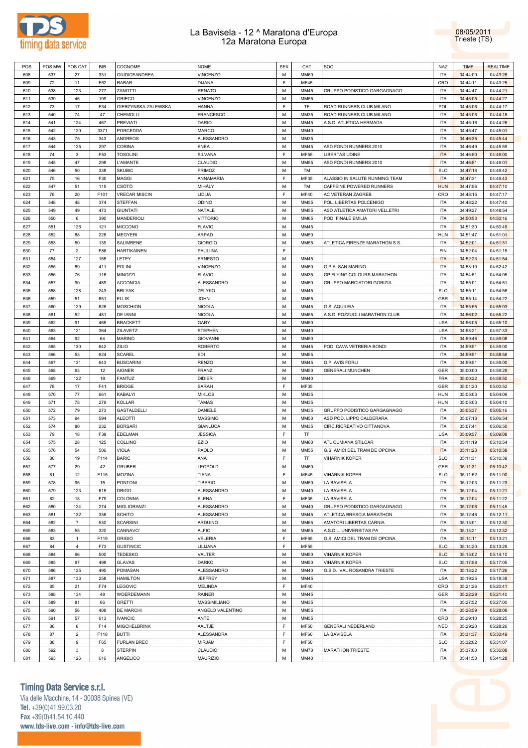# La Bavisela - 12 ^ Maratona d'Europa
## 12a Maratona Europa

08/05/2011
Trieste (TS)

| POS | POS MW | POS CAT | BIB | COGNOME | NOME | SEX | CAT | SOC | NAZ | TIME | REALTIME |
|---|---|---|---|---|---|---|---|---|---|---|---|
| 608 | 537 | 27 | 331 | GIUDICEANDREA | VINCENZO | M | MM60 | | ITA | 04:44:09 | 04:43:28 |
| 609 | 72 | 11 | F62 | RABAR | DIJANA | F | MF45 | | CRO | 04:44:11 | 04:43:25 |
| 610 | 538 | 123 | 277 | ZANOTTI | RENATO | M | MM45 | GRUPPO PODISTICO GARGAGNAGO | ITA | 04:44:47 | 04:44:21 |
| 611 | 539 | 46 | 199 | GRIECO | VINCENZO | M | MM55 | | ITA | 04:45:05 | 04:44:27 |
| 612 | 73 | 17 | F34 | GIERZYNSKA-ZALEWSKA | HANNA | F | TF | ROAD RUNNERS CLUB MILANO | POL | 04:45:06 | 04:44:17 |
| 613 | 540 | 74 | 47 | CHEMOLLI | FRANCESCO | M | MM35 | ROAD RUNNERS CLUB MILANO | ITA | 04:45:06 | 04:44:18 |
| 614 | 541 | 124 | 467 | PREVIATI | DARIO | M | MM45 | A.S.D. ATLETICA HERMADA | ITA | 04:45:16 | 04:44:26 |
| 615 | 542 | 120 | 3371 | PORCEDDA | MARCO | M | MM40 | | ITA | 04:45:47 | 04:45:01 |
| 616 | 543 | 75 | 343 | ANDREOS | ALESSANDRO | M | MM35 | | ITA | 04:46:35 | 04:45:44 |
| 617 | 544 | 125 | 297 | CORINA | ENEA | M | MM45 | ASD FONDI RUNNERS 2010 | ITA | 04:46:49 | 04:45:59 |
| 618 | 74 | 3 | F53 | TOSOLINI | SILVANA | F | MF55 | LIBERTAS UDINE | ITA | 04:46:50 | 04:46:00 |
| 619 | 545 | 47 | 298 | L'AMANTE | CLAUDIO | M | MM55 | ASD FONDI RUNNERS 2010 | ITA | 04:46:51 | 04:46:01 |
| 620 | 546 | 50 | 338 | SKUBIC | PRIMOZ | M | TM | | SLO | 04:47:18 | 04:46:42 |
| 621 | 75 | 16 | F30 | MAGGI | ANNAMARIA | F | MF35 | ALASSIO IN SALUTE RUNNING TEAM | ITA | 04:47:31 | 04:46:43 |
| 622 | 547 | 51 | 115 | CSÖTÖ | MIHÁLY | M | TM | CAFFEINE POWERED RUNNERS | HUN | 04:47:56 | 04:47:10 |
| 623 | 76 | 20 | F101 | VRECAR MISCIN | LIDIJA | F | MF40 | AC VETERAN ZAGREB | CRO | 04:48:15 | 04:47:17 |
| 624 | 548 | 48 | 374 | STEFFAN | ODINO | M | MM55 | POL. LIBERTAS POLCENIGO | ITA | 04:48:22 | 04:47:40 |
| 625 | 549 | 49 | 473 | GIUNTATI | NATALE | M | MM55 | ASD ATLETICA AMATORI VELLETRI | ITA | 04:49:27 | 04:48:54 |
| 626 | 550 | 6 | 390 | MANDERIOLI | VITTORIO | M | MM65 | POD. FINALE EMILIA | ITA | 04:50:53 | 04:50:16 |
| 627 | 551 | 126 | 121 | MICCONO | FLAVIO | M | MM45 | | ITA | 04:51:30 | 04:50:49 |
| 628 | 552 | 88 | 228 | MEGYERI | ARPAD | M | MM50 | | HUN | 04:51:47 | 04:51:01 |
| 629 | 553 | 50 | 139 | SALIMBENE | GIORGIO | M | MM55 | ATLETICA FIRENZE MARATHON S.S. | ITA | 04:52:01 | 04:51:31 |
| 630 | 77 | 2 | F88 | HARTIKAINEN | PAULIINA | F | - | | FIN | 04:52:04 | 04:51:15 |
| 631 | 554 | 127 | 155 | LETEY | ERNESTO | M | MM45 | | ITA | 04:52:23 | 04:51:54 |
| 632 | 555 | 89 | 411 | POLINI | VINCENZO | M | MM50 | G.P.A. SAN MARINO | ITA | 04:53:10 | 04:52:42 |
| 633 | 556 | 76 | 116 | MINOZZI | FLAVIO | M | MM35 | GP FLYING COLOURS MARATHON | ITA | 04:54:51 | 04:54:05 |
| 634 | 557 | 90 | 489 | ACCONCIA | ALESSANDRO | M | MM50 | GRUPPO MARCIATORI GORIZIA | ITA | 04:55:01 | 04:54:51 |
| 635 | 558 | 128 | 243 | BRLYAK | ZELYKO | M | MM45 | | SLO | 04:55:11 | 04:54:56 |
| 636 | 559 | 51 | 651 | ELLIS | JOHN | M | MM55 | | GBR | 04:55:14 | 04:54:22 |
| 637 | 560 | 129 | 626 | MOSCHION | NICOLA | M | MM45 | G.S. AQUILEIA | ITA | 04:55:55 | 04:55:03 |
| 638 | 561 | 52 | 481 | DE IANNI | NICOLA | M | MM55 | A.S.D. POZZUOLI MARATHON CLUB | ITA | 04:56:02 | 04:55:22 |
| 639 | 562 | 91 | 465 | BRACKETT | GARY | M | MM50 | | USA | 04:56:05 | 04:55:10 |
| 640 | 563 | 121 | 364 | ZILAVETZ | STEPHEN | M | MM40 | | USA | 04:58:21 | 04:57:33 |
| 641 | 564 | 92 | 64 | MARINO | GIOVANNI | M | MM50 | | ITA | 04:59:46 | 04:59:08 |
| 642 | 565 | 130 | 642 | ZILIO | ROBERTO | M | MM45 | POD. CAVA VETRERIA BONDI | ITA | 04:59:51 | 04:59:00 |
| 643 | 566 | 53 | 624 | SCAREL | EDI | M | MM55 | | ITA | 04:59:51 | 04:58:58 |
| 644 | 567 | 131 | 643 | BUSCARINI | RENZO | M | MM45 | G.P. AVIS FORLI | ITA | 04:59:51 | 04:59:00 |
| 645 | 568 | 93 | 12 | AIGNER | FRANZ | M | MM50 | GENERALI MUNCHEN | GER | 05:00:00 | 04:59:29 |
| 646 | 569 | 122 | 18 | FANTUZ | DIDIER | M | MM40 | | FRA | 05:00:22 | 04:59:50 |
| 647 | 78 | 17 | F41 | BRIDGE | SARAH | F | MF35 | | GBR | 05:01:20 | 05:00:52 |
| 648 | 570 | 77 | 661 | KABALYI | MIKLOS | M | MM35 | | HUN | 05:05:03 | 05:04:09 |
| 649 | 571 | 78 | 279 | KOLLAR | TAMAS | M | MM35 | | HUN | 05:05:03 | 05:04:10 |
| 650 | 572 | 79 | 273 | GASTALDELLI | DANIELE | M | MM35 | GRUPPO PODISTICO GARGAGNAGO | ITA | 05:05:37 | 05:05:16 |
| 651 | 573 | 94 | 594 | ALEOTTI | MASSIMO | M | MM50 | ASD POD. LIPPO CALDERARA | ITA | 05:07:13 | 05:06:54 |
| 652 | 574 | 80 | 232 | BORSARI | GIANLUCA | M | MM35 | CIRC.RICREATIVO CITTANOVA | ITA | 05:07:41 | 05:06:50 |
| 653 | 79 | 18 | F39 | EDELMAN | JESSICA | F | TF | | USA | 05:09:57 | 05:09:08 |
| 654 | 575 | 28 | 125 | COLLINO | EZIO | M | MM60 | ATL CUMIANA STILCAR | ITA | 05:11:19 | 05:10:54 |
| 655 | 576 | 54 | 506 | VIOLA | PAOLO | M | MM55 | G.S. AMICI DEL TRAM DE OPCINA | ITA | 05:11:23 | 05:10:38 |
| 656 | 80 | 19 | F114 | BARIC | ANA | F | TF | VIHARNIK KOPER | SLO | 05:11:31 | 05:10:39 |
| 657 | 577 | 29 | 42 | GRUBER | LEOPOLD | M | MM60 | | GER | 05:11:31 | 05:10:42 |
| 658 | 81 | 12 | F115 | MOZINA | TIANA | F | MF45 | VIHARNIK KOPER | SLO | 05:11:52 | 05:11:00 |
| 659 | 578 | 95 | 15 | PONTONI | TIBERIO | M | MM50 | LA BAVISELA | ITA | 05:12:03 | 05:11:23 |
| 660 | 579 | 123 | 615 | DRIGO | ALESSANDRO | M | MM40 | LA BAVISELA | ITA | 05:12:04 | 05:11:21 |
| 661 | 82 | 18 | F79 | COLONNA | ELENA | F | MF35 | LA BAVISELA | ITA | 05:12:04 | 05:11:22 |
| 662 | 580 | 124 | 274 | MIGLIORANZI | ALESSANDRO | M | MM40 | GRUPPO PODISTICO GARGAGNAGO | ITA | 05:12:06 | 05:11:45 |
| 663 | 581 | 132 | 336 | SCHITO | ALESSANDRO | M | MM45 | ATLETICA BRESCIA MARATHON | ITA | 05:12:46 | 05:12:11 |
| 664 | 582 | 7 | 530 | SCARSINI | ARDUINO | M | MM65 | AMATORI LIBERTAS CARNIA | ITA | 05:13:01 | 05:12:30 |
| 665 | 583 | 55 | 320 | CANNAVO' | ALFIO | M | MM55 | A.S.DIL. UNIVERSITAS PA | ITA | 05:13:21 | 05:12:32 |
| 666 | 83 | 1 | F119 | GRIGIO | VELERIA | F | MF65 | G.S. AMICI DEL TRAM DE OPCINA | ITA | 05:14:11 | 05:13:21 |
| 667 | 84 | 4 | F73 | GUSTINCIC | LILIJANA | F | MF55 | | SLO | 05:14:20 | 05:13:29 |
| 668 | 584 | 96 | 500 | TEDESKO | VALTER | M | MM50 | VIHARNIK KOPER | SLO | 05:15:02 | 05:14:10 |
| 669 | 585 | 97 | 498 | GLAVAS | DARKO | M | MM50 | VIHARNIK KOPER | SLO | 05:17:58 | 05:17:05 |
| 670 | 586 | 125 | 495 | POMASAN | ALESSANDRO | M | MM40 | G.S.D. VAL ROSANDRA TRIESTE | ITA | 05:18:22 | 05:17:26 |
| 671 | 587 | 133 | 258 | HAMILTON | JEFFREY | M | MM45 | | USA | 05:19:25 | 05:18:39 |
| 672 | 85 | 21 | F74 | LEGOVIC | MELINDA | F | MF40 | | CRO | 05:21:26 | 05:20:41 |
| 673 | 588 | 134 | 48 | WOERDEMANN | RAINER | M | MM45 | | GER | 05:22:29 | 05:21:40 |
| 674 | 589 | 81 | 66 | ORETTI | MASSIMILIANO | M | MM35 | | ITA | 05:27:52 | 05:27:00 |
| 675 | 590 | 56 | 408 | DE MARCHI | ANGELO VALENTINO | M | MM55 | | ITA | 05:28:59 | 05:28:08 |
| 676 | 591 | 57 | 613 | IVANCIC | ANTE | M | MM55 | | CRO | 05:29:10 | 05:28:25 |
| 677 | 86 | 8 | F14 | MIGCHELBRINK | AALTJE | F | MF50 | GENERALI NEDERLAND | NED | 05:29:20 | 05:28:26 |
| 678 | 87 | 2 | F118 | BUTTI | ALESSANDRA | F | MF60 | LA BAVISELA | ITA | 05:31:37 | 05:30:49 |
| 679 | 88 | 9 | F65 | FURLAN BREC | MIRJAM | F | MF50 | | SLO | 05:32:02 | 05:31:07 |
| 680 | 592 | 3 | 8 | STERPIN | CLAUDIO | M | MM70 | MARATHON TRIESTE | ITA | 05:37:00 | 05:36:08 |
| 681 | 593 | 126 | 616 | ANGELICO | MAURIZIO | M | MM40 | | ITA | 05:41:50 | 05:41:28 |

**Timing Data Service s.r.l.**
Via delle Macchine, 14 - 30038 Spinea (VE)
Tel. +39(0)41.99.03.20
Fax +39(0)41.54.10.440
www.tds-live.com - info@tds-live.com